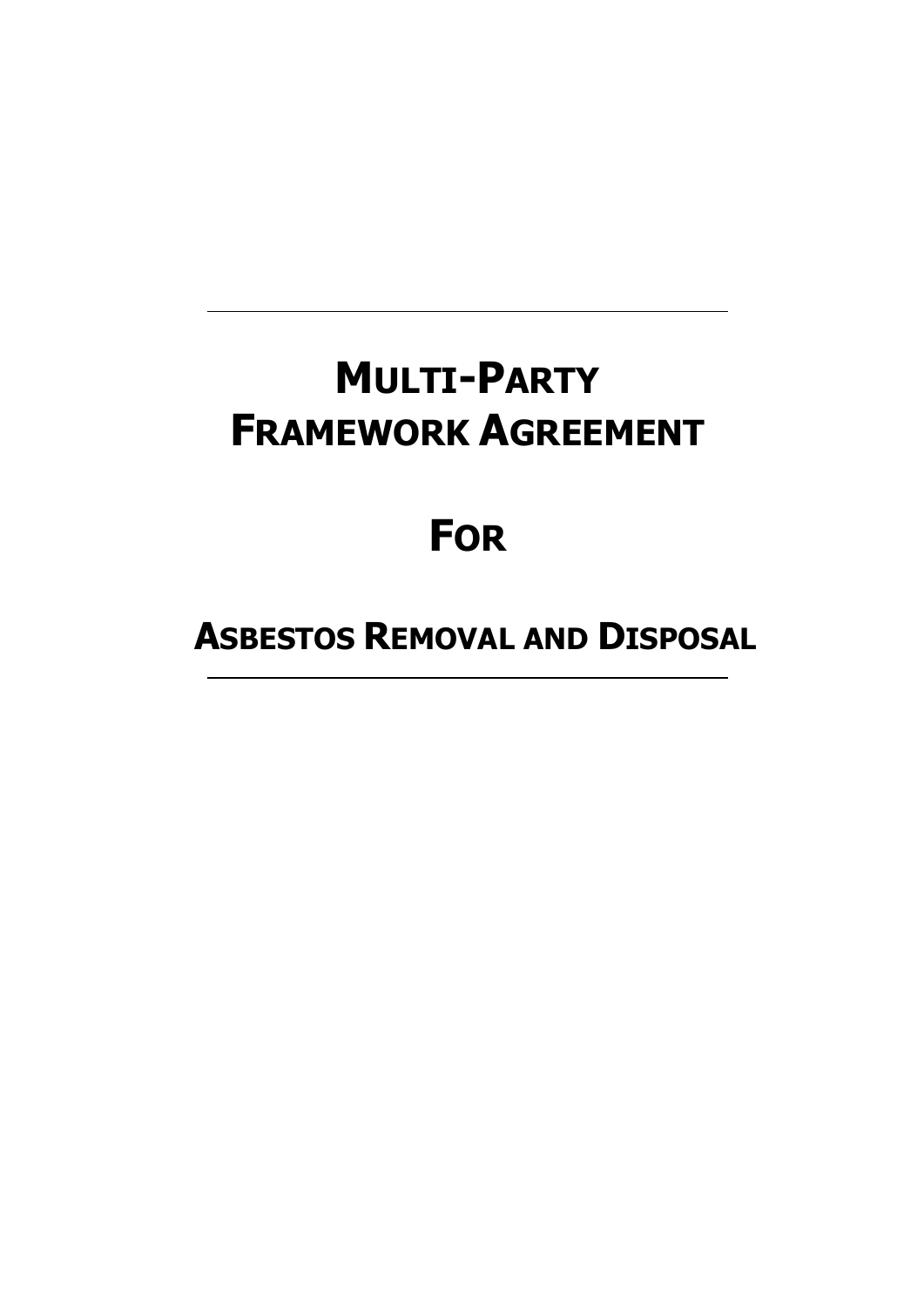# MULTI-PARTY FRAMEWORK AGREEMENT

# FOR

## ASBESTOS REMOVAL AND DISPOSAL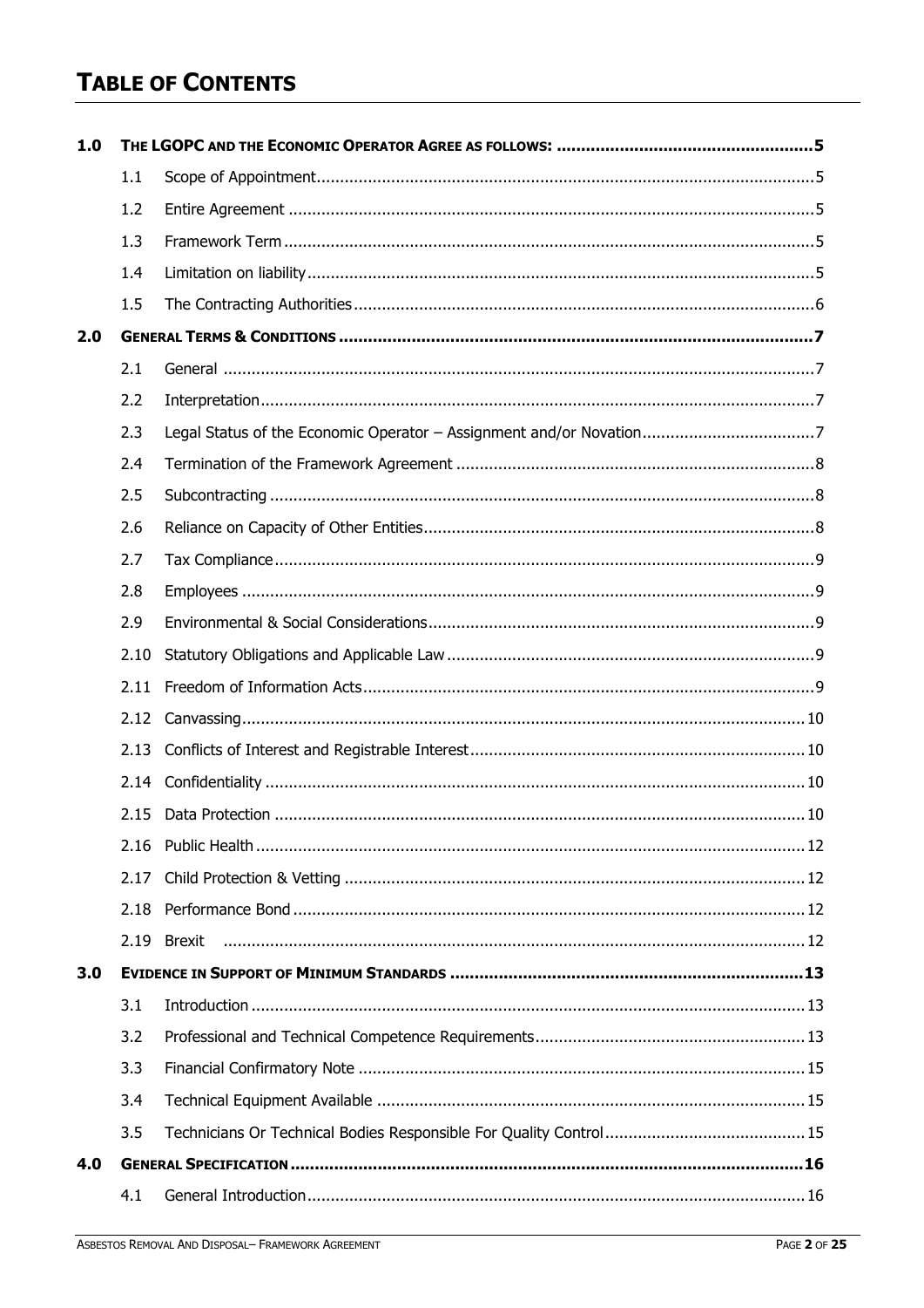# TABLE OF CONTENTS

| | | | |
|---|---|---|---|
| **1.0** | **THE LGOPC AND THE ECONOMIC OPERATOR AGREE AS FOLLOWS:** | | **5** |
| | 1.1 | Scope of Appointment | 5 |
| | 1.2 | Entire Agreement | 5 |
| | 1.3 | Framework Term | 5 |
| | 1.4 | Limitation on liability | 5 |
| | 1.5 | The Contracting Authorities | 6 |
| **2.0** | **GENERAL TERMS & CONDITIONS** | | **7** |
| | 2.1 | General | 7 |
| | 2.2 | Interpretation | 7 |
| | 2.3 | Legal Status of the Economic Operator – Assignment and/or Novation | 7 |
| | 2.4 | Termination of the Framework Agreement | 8 |
| | 2.5 | Subcontracting | 8 |
| | 2.6 | Reliance on Capacity of Other Entities | 8 |
| | 2.7 | Tax Compliance | 9 |
| | 2.8 | Employees | 9 |
| | 2.9 | Environmental & Social Considerations | 9 |
| | 2.10 | Statutory Obligations and Applicable Law | 9 |
| | 2.11 | Freedom of Information Acts | 9 |
| | 2.12 | Canvassing | 10 |
| | 2.13 | Conflicts of Interest and Registrable Interest | 10 |
| | 2.14 | Confidentiality | 10 |
| | 2.15 | Data Protection | 10 |
| | 2.16 | Public Health | 12 |
| | 2.17 | Child Protection & Vetting | 12 |
| | 2.18 | Performance Bond | 12 |
| | 2.19 | Brexit | 12 |
| **3.0** | **EVIDENCE IN SUPPORT OF MINIMUM STANDARDS** | | **13** |
| | 3.1 | Introduction | 13 |
| | 3.2 | Professional and Technical Competence Requirements | 13 |
| | 3.3 | Financial Confirmatory Note | 15 |
| | 3.4 | Technical Equipment Available | 15 |
| | 3.5 | Technicians Or Technical Bodies Responsible For Quality Control | 15 |
| **4.0** | **GENERAL SPECIFICATION** | | **16** |
| | 4.1 | General Introduction | 16 |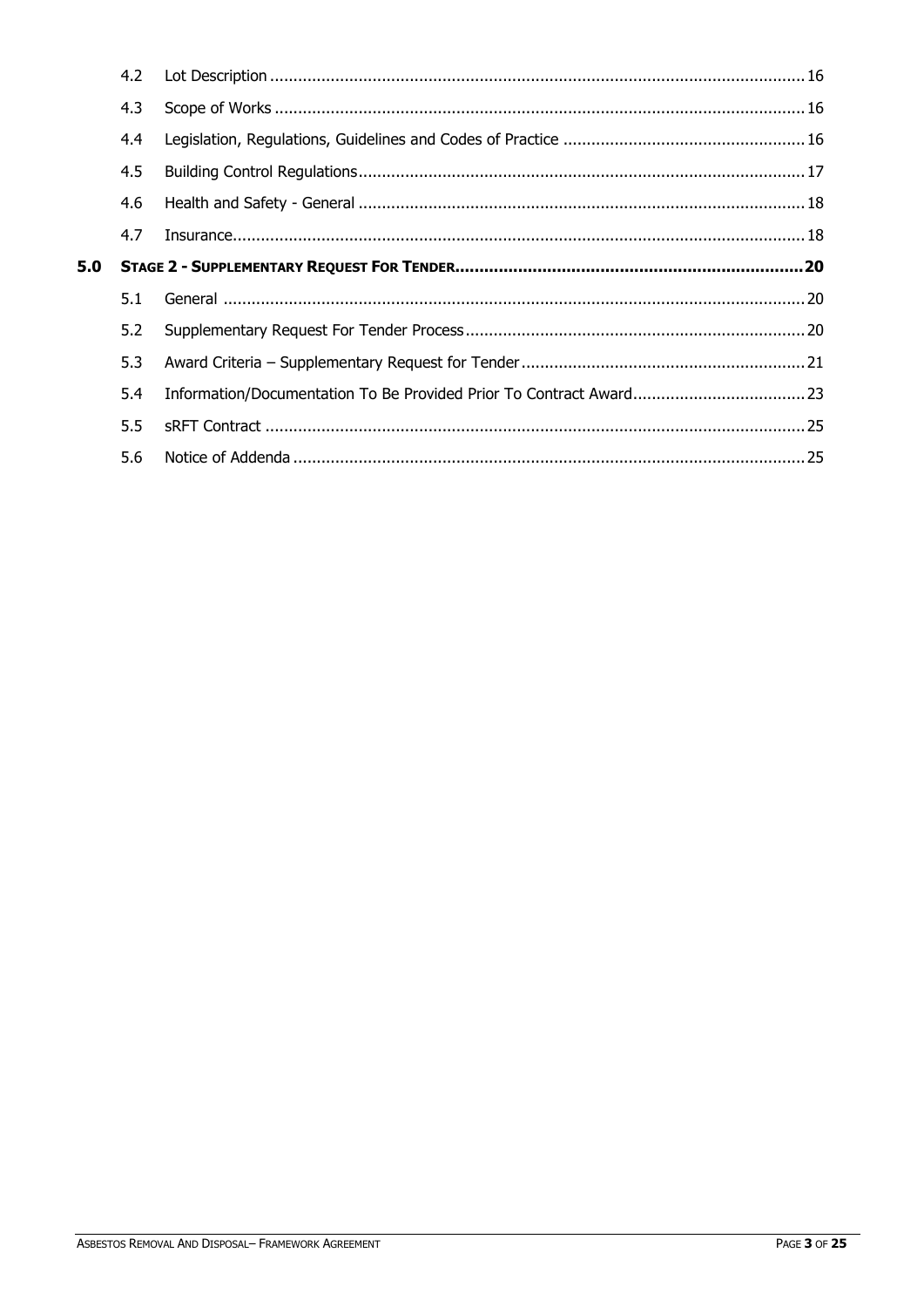| | | |
|---|---|---|
| 4.2 | Lot Description | 16 |
| 4.3 | Scope of Works | 16 |
| 4.4 | Legislation, Regulations, Guidelines and Codes of Practice | 16 |
| 4.5 | Building Control Regulations | 17 |
| 4.6 | Health and Safety - General | 18 |
| 4.7 | Insurance | 18 |
| **5.0** | **STAGE 2 - SUPPLEMENTARY REQUEST FOR TENDER** | **20** |
| 5.1 | General | 20 |
| 5.2 | Supplementary Request For Tender Process | 20 |
| 5.3 | Award Criteria – Supplementary Request for Tender | 21 |
| 5.4 | Information/Documentation To Be Provided Prior To Contract Award | 23 |
| 5.5 | sRFT Contract | 25 |
| 5.6 | Notice of Addenda | 25 |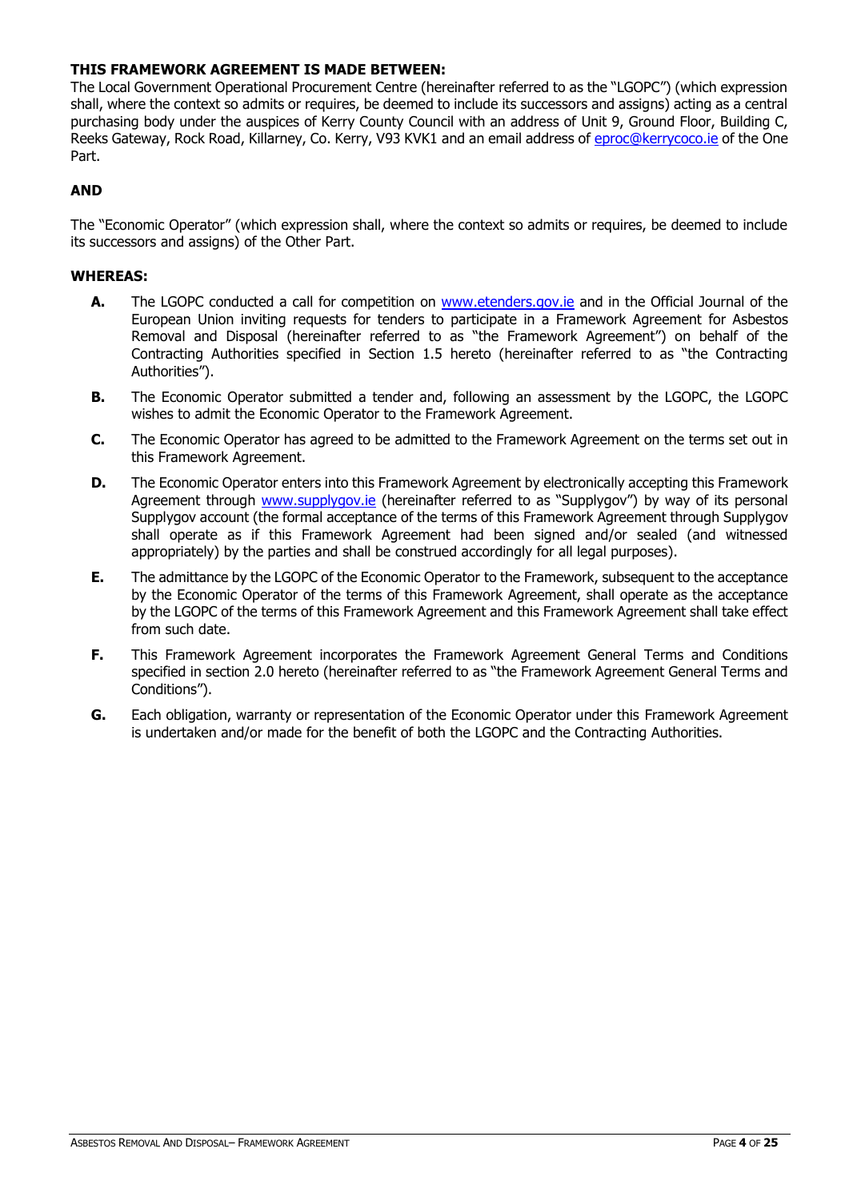**THIS FRAMEWORK AGREEMENT IS MADE BETWEEN:**

The Local Government Operational Procurement Centre (hereinafter referred to as the "LGOPC") (which expression shall, where the context so admits or requires, be deemed to include its successors and assigns) acting as a central purchasing body under the auspices of Kerry County Council with an address of Unit 9, Ground Floor, Building C, Reeks Gateway, Rock Road, Killarney, Co. Kerry, V93 KVK1 and an email address of eproc@kerrycoco.ie of the One Part.

**AND**

The "Economic Operator" (which expression shall, where the context so admits or requires, be deemed to include its successors and assigns) of the Other Part.

**WHEREAS:**

**A.** The LGOPC conducted a call for competition on www.etenders.gov.ie and in the Official Journal of the European Union inviting requests for tenders to participate in a Framework Agreement for Asbestos Removal and Disposal (hereinafter referred to as "the Framework Agreement") on behalf of the Contracting Authorities specified in Section 1.5 hereto (hereinafter referred to as "the Contracting Authorities").

**B.** The Economic Operator submitted a tender and, following an assessment by the LGOPC, the LGOPC wishes to admit the Economic Operator to the Framework Agreement.

**C.** The Economic Operator has agreed to be admitted to the Framework Agreement on the terms set out in this Framework Agreement.

**D.** The Economic Operator enters into this Framework Agreement by electronically accepting this Framework Agreement through www.supplygov.ie (hereinafter referred to as "Supplygov") by way of its personal Supplygov account (the formal acceptance of the terms of this Framework Agreement through Supplygov shall operate as if this Framework Agreement had been signed and/or sealed (and witnessed appropriately) by the parties and shall be construed accordingly for all legal purposes).

**E.** The admittance by the LGOPC of the Economic Operator to the Framework, subsequent to the acceptance by the Economic Operator of the terms of this Framework Agreement, shall operate as the acceptance by the LGOPC of the terms of this Framework Agreement and this Framework Agreement shall take effect from such date.

**F.** This Framework Agreement incorporates the Framework Agreement General Terms and Conditions specified in section 2.0 hereto (hereinafter referred to as "the Framework Agreement General Terms and Conditions").

**G.** Each obligation, warranty or representation of the Economic Operator under this Framework Agreement is undertaken and/or made for the benefit of both the LGOPC and the Contracting Authorities.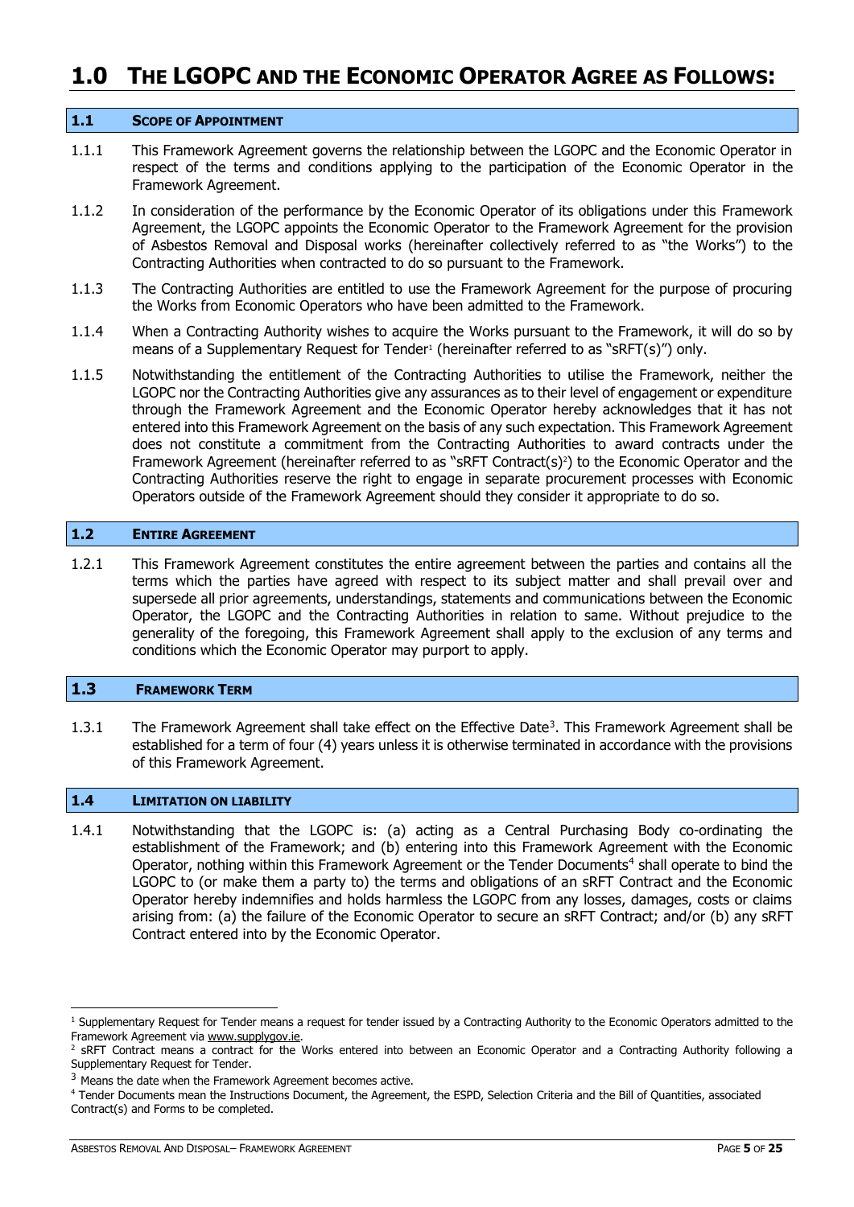# 1.0 The LGOPC and the Economic Operator Agree as Follows:

## 1.1 Scope of Appointment

1.1.1 This Framework Agreement governs the relationship between the LGOPC and the Economic Operator in respect of the terms and conditions applying to the participation of the Economic Operator in the Framework Agreement.

1.1.2 In consideration of the performance by the Economic Operator of its obligations under this Framework Agreement, the LGOPC appoints the Economic Operator to the Framework Agreement for the provision of Asbestos Removal and Disposal works (hereinafter collectively referred to as "the Works") to the Contracting Authorities when contracted to do so pursuant to the Framework.

1.1.3 The Contracting Authorities are entitled to use the Framework Agreement for the purpose of procuring the Works from Economic Operators who have been admitted to the Framework.

1.1.4 When a Contracting Authority wishes to acquire the Works pursuant to the Framework, it will do so by means of a Supplementary Request for Tender[1] (hereinafter referred to as "sRFT(s)") only.

1.1.5 Notwithstanding the entitlement of the Contracting Authorities to utilise the Framework, neither the LGOPC nor the Contracting Authorities give any assurances as to their level of engagement or expenditure through the Framework Agreement and the Economic Operator hereby acknowledges that it has not entered into this Framework Agreement on the basis of any such expectation. This Framework Agreement does not constitute a commitment from the Contracting Authorities to award contracts under the Framework Agreement (hereinafter referred to as "sRFT Contract(s)[2]) to the Economic Operator and the Contracting Authorities reserve the right to engage in separate procurement processes with Economic Operators outside of the Framework Agreement should they consider it appropriate to do so.

## 1.2 Entire Agreement

1.2.1 This Framework Agreement constitutes the entire agreement between the parties and contains all the terms which the parties have agreed with respect to its subject matter and shall prevail over and supersede all prior agreements, understandings, statements and communications between the Economic Operator, the LGOPC and the Contracting Authorities in relation to same. Without prejudice to the generality of the foregoing, this Framework Agreement shall apply to the exclusion of any terms and conditions which the Economic Operator may purport to apply.

## 1.3 Framework Term

1.3.1 The Framework Agreement shall take effect on the Effective Date[3]. This Framework Agreement shall be established for a term of four (4) years unless it is otherwise terminated in accordance with the provisions of this Framework Agreement.

## 1.4 Limitation on Liability

1.4.1 Notwithstanding that the LGOPC is: (a) acting as a Central Purchasing Body co-ordinating the establishment of the Framework; and (b) entering into this Framework Agreement with the Economic Operator, nothing within this Framework Agreement or the Tender Documents[4] shall operate to bind the LGOPC to (or make them a party to) the terms and obligations of an sRFT Contract and the Economic Operator hereby indemnifies and holds harmless the LGOPC from any losses, damages, costs or claims arising from: (a) the failure of the Economic Operator to secure an sRFT Contract; and/or (b) any sRFT Contract entered into by the Economic Operator.

---

[1] Supplementary Request for Tender means a request for tender issued by a Contracting Authority to the Economic Operators admitted to the Framework Agreement via www.supplygov.ie.

[2] sRFT Contract means a contract for the Works entered into between an Economic Operator and a Contracting Authority following a Supplementary Request for Tender.

[3] Means the date when the Framework Agreement becomes active.

[4] Tender Documents mean the Instructions Document, the Agreement, the ESPD, Selection Criteria and the Bill of Quantities, associated Contract(s) and Forms to be completed.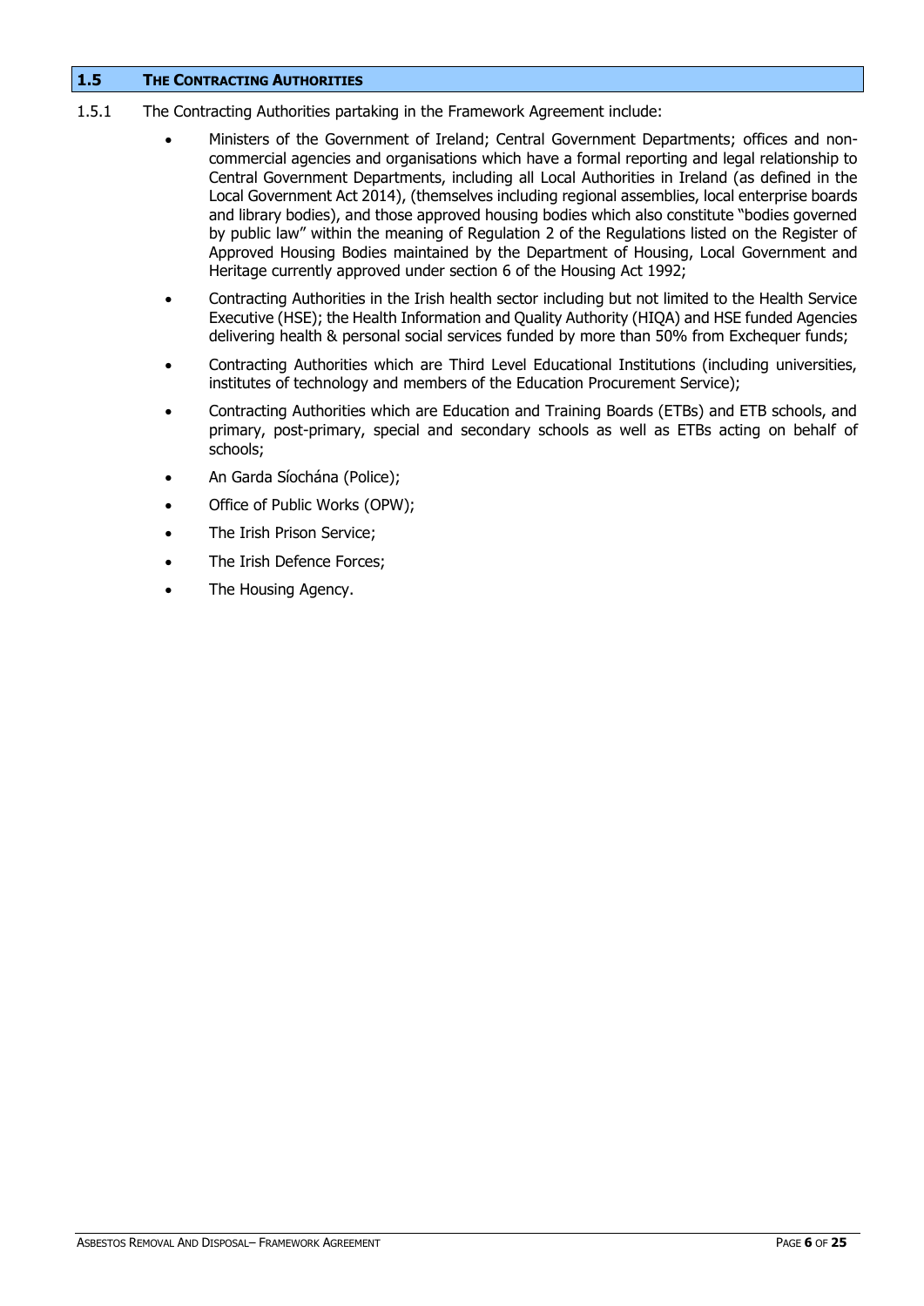## 1.5 THE CONTRACTING AUTHORITIES

1.5.1 The Contracting Authorities partaking in the Framework Agreement include:

- Ministers of the Government of Ireland; Central Government Departments; offices and non-commercial agencies and organisations which have a formal reporting and legal relationship to Central Government Departments, including all Local Authorities in Ireland (as defined in the Local Government Act 2014), (themselves including regional assemblies, local enterprise boards and library bodies), and those approved housing bodies which also constitute "bodies governed by public law" within the meaning of Regulation 2 of the Regulations listed on the Register of Approved Housing Bodies maintained by the Department of Housing, Local Government and Heritage currently approved under section 6 of the Housing Act 1992;
- Contracting Authorities in the Irish health sector including but not limited to the Health Service Executive (HSE); the Health Information and Quality Authority (HIQA) and HSE funded Agencies delivering health & personal social services funded by more than 50% from Exchequer funds;
- Contracting Authorities which are Third Level Educational Institutions (including universities, institutes of technology and members of the Education Procurement Service);
- Contracting Authorities which are Education and Training Boards (ETBs) and ETB schools, and primary, post-primary, special and secondary schools as well as ETBs acting on behalf of schools;
- An Garda Síochána (Police);
- Office of Public Works (OPW);
- The Irish Prison Service;
- The Irish Defence Forces;
- The Housing Agency.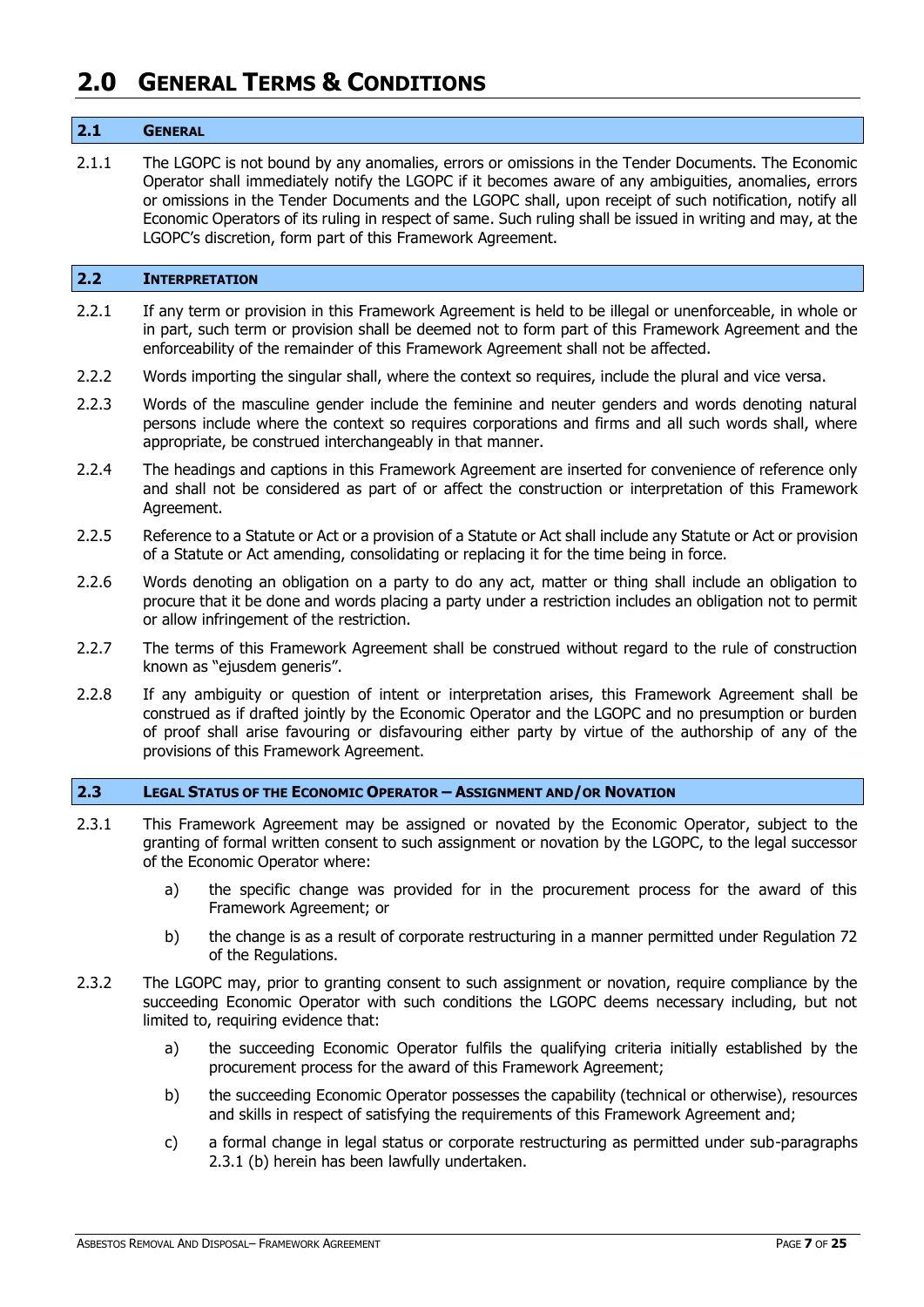# 2.0 General Terms & Conditions

## 2.1 General

2.1.1 The LGOPC is not bound by any anomalies, errors or omissions in the Tender Documents. The Economic Operator shall immediately notify the LGOPC if it becomes aware of any ambiguities, anomalies, errors or omissions in the Tender Documents and the LGOPC shall, upon receipt of such notification, notify all Economic Operators of its ruling in respect of same. Such ruling shall be issued in writing and may, at the LGOPC's discretion, form part of this Framework Agreement.

## 2.2 Interpretation

2.2.1 If any term or provision in this Framework Agreement is held to be illegal or unenforceable, in whole or in part, such term or provision shall be deemed not to form part of this Framework Agreement and the enforceability of the remainder of this Framework Agreement shall not be affected.

2.2.2 Words importing the singular shall, where the context so requires, include the plural and vice versa.

2.2.3 Words of the masculine gender include the feminine and neuter genders and words denoting natural persons include where the context so requires corporations and firms and all such words shall, where appropriate, be construed interchangeably in that manner.

2.2.4 The headings and captions in this Framework Agreement are inserted for convenience of reference only and shall not be considered as part of or affect the construction or interpretation of this Framework Agreement.

2.2.5 Reference to a Statute or Act or a provision of a Statute or Act shall include any Statute or Act or provision of a Statute or Act amending, consolidating or replacing it for the time being in force.

2.2.6 Words denoting an obligation on a party to do any act, matter or thing shall include an obligation to procure that it be done and words placing a party under a restriction includes an obligation not to permit or allow infringement of the restriction.

2.2.7 The terms of this Framework Agreement shall be construed without regard to the rule of construction known as "ejusdem generis".

2.2.8 If any ambiguity or question of intent or interpretation arises, this Framework Agreement shall be construed as if drafted jointly by the Economic Operator and the LGOPC and no presumption or burden of proof shall arise favouring or disfavouring either party by virtue of the authorship of any of the provisions of this Framework Agreement.

## 2.3 Legal Status of the Economic Operator – Assignment and/or Novation

2.3.1 This Framework Agreement may be assigned or novated by the Economic Operator, subject to the granting of formal written consent to such assignment or novation by the LGOPC, to the legal successor of the Economic Operator where:

a) the specific change was provided for in the procurement process for the award of this Framework Agreement; or

b) the change is as a result of corporate restructuring in a manner permitted under Regulation 72 of the Regulations.

2.3.2 The LGOPC may, prior to granting consent to such assignment or novation, require compliance by the succeeding Economic Operator with such conditions the LGOPC deems necessary including, but not limited to, requiring evidence that:

a) the succeeding Economic Operator fulfils the qualifying criteria initially established by the procurement process for the award of this Framework Agreement;

b) the succeeding Economic Operator possesses the capability (technical or otherwise), resources and skills in respect of satisfying the requirements of this Framework Agreement and;

c) a formal change in legal status or corporate restructuring as permitted under sub-paragraphs 2.3.1 (b) herein has been lawfully undertaken.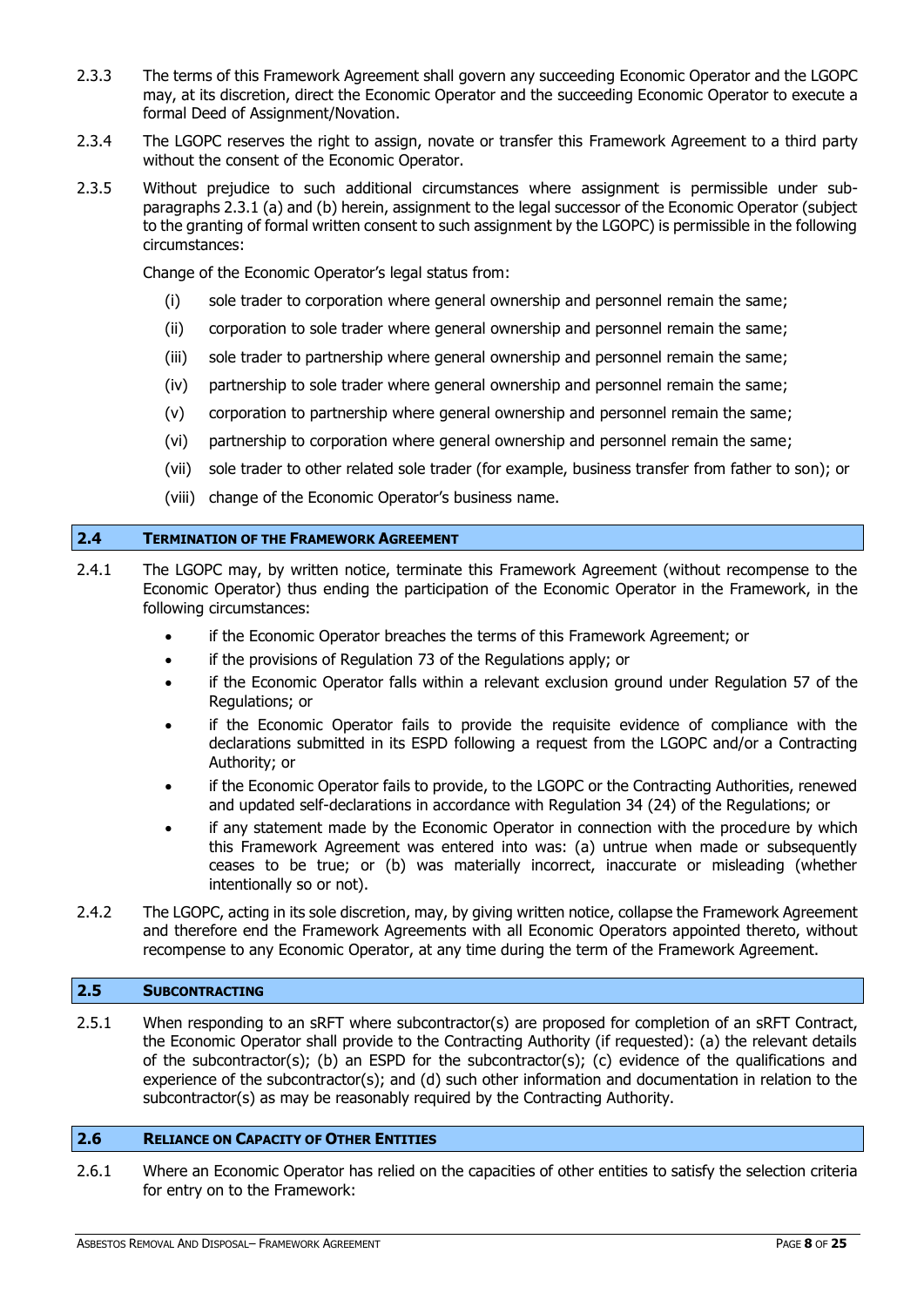2.3.3 The terms of this Framework Agreement shall govern any succeeding Economic Operator and the LGOPC may, at its discretion, direct the Economic Operator and the succeeding Economic Operator to execute a formal Deed of Assignment/Novation.

2.3.4 The LGOPC reserves the right to assign, novate or transfer this Framework Agreement to a third party without the consent of the Economic Operator.

2.3.5 Without prejudice to such additional circumstances where assignment is permissible under sub-paragraphs 2.3.1 (a) and (b) herein, assignment to the legal successor of the Economic Operator (subject to the granting of formal written consent to such assignment by the LGOPC) is permissible in the following circumstances:

Change of the Economic Operator's legal status from:

(i) sole trader to corporation where general ownership and personnel remain the same;

(ii) corporation to sole trader where general ownership and personnel remain the same;

(iii) sole trader to partnership where general ownership and personnel remain the same;

(iv) partnership to sole trader where general ownership and personnel remain the same;

(v) corporation to partnership where general ownership and personnel remain the same;

(vi) partnership to corporation where general ownership and personnel remain the same;

(vii) sole trader to other related sole trader (for example, business transfer from father to son); or

(viii) change of the Economic Operator's business name.

## 2.4 TERMINATION OF THE FRAMEWORK AGREEMENT

2.4.1 The LGOPC may, by written notice, terminate this Framework Agreement (without recompense to the Economic Operator) thus ending the participation of the Economic Operator in the Framework, in the following circumstances:

- if the Economic Operator breaches the terms of this Framework Agreement; or
- if the provisions of Regulation 73 of the Regulations apply; or
- if the Economic Operator falls within a relevant exclusion ground under Regulation 57 of the Regulations; or
- if the Economic Operator fails to provide the requisite evidence of compliance with the declarations submitted in its ESPD following a request from the LGOPC and/or a Contracting Authority; or
- if the Economic Operator fails to provide, to the LGOPC or the Contracting Authorities, renewed and updated self-declarations in accordance with Regulation 34 (24) of the Regulations; or
- if any statement made by the Economic Operator in connection with the procedure by which this Framework Agreement was entered into was: (a) untrue when made or subsequently ceases to be true; or (b) was materially incorrect, inaccurate or misleading (whether intentionally so or not).

2.4.2 The LGOPC, acting in its sole discretion, may, by giving written notice, collapse the Framework Agreement and therefore end the Framework Agreements with all Economic Operators appointed thereto, without recompense to any Economic Operator, at any time during the term of the Framework Agreement.

## 2.5 SUBCONTRACTING

2.5.1 When responding to an sRFT where subcontractor(s) are proposed for completion of an sRFT Contract, the Economic Operator shall provide to the Contracting Authority (if requested): (a) the relevant details of the subcontractor(s); (b) an ESPD for the subcontractor(s); (c) evidence of the qualifications and experience of the subcontractor(s); and (d) such other information and documentation in relation to the subcontractor(s) as may be reasonably required by the Contracting Authority.

## 2.6 RELIANCE ON CAPACITY OF OTHER ENTITIES

2.6.1 Where an Economic Operator has relied on the capacities of other entities to satisfy the selection criteria for entry on to the Framework: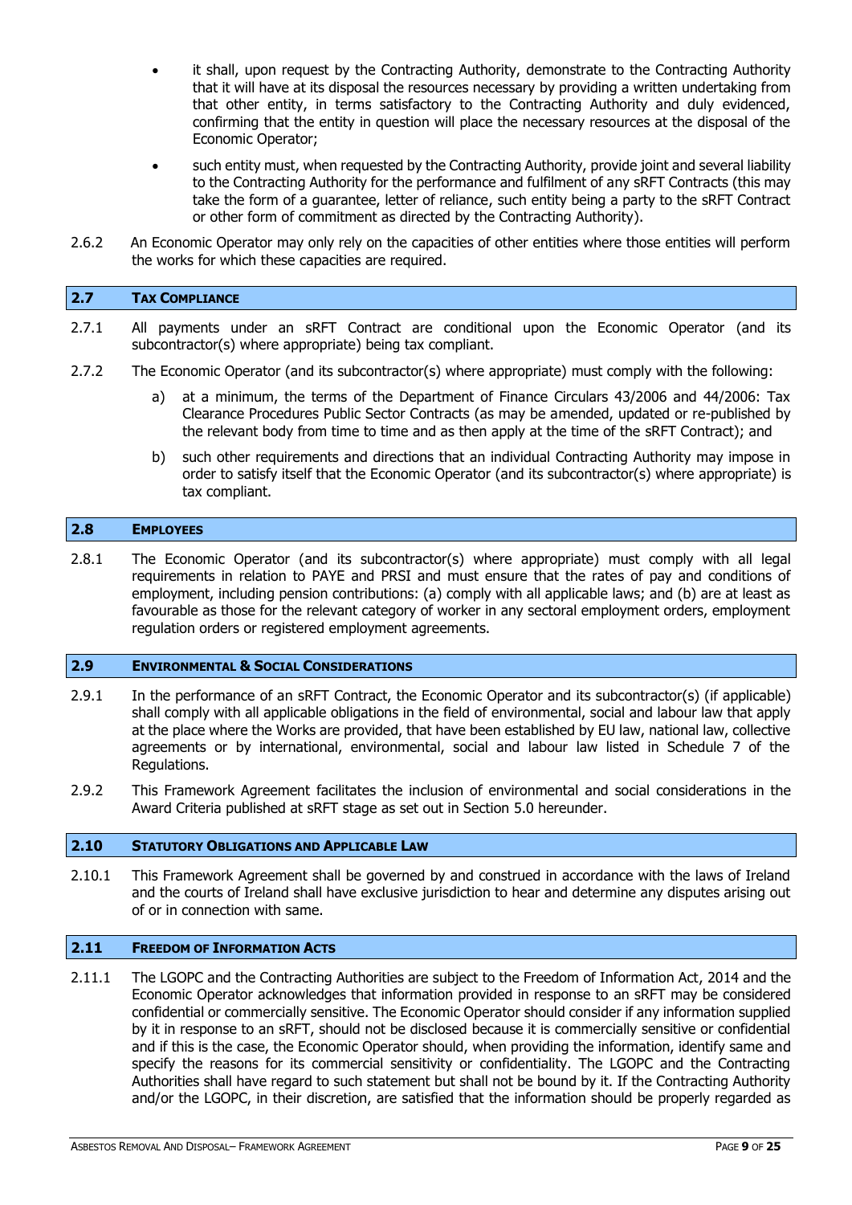- it shall, upon request by the Contracting Authority, demonstrate to the Contracting Authority that it will have at its disposal the resources necessary by providing a written undertaking from that other entity, in terms satisfactory to the Contracting Authority and duly evidenced, confirming that the entity in question will place the necessary resources at the disposal of the Economic Operator;
- such entity must, when requested by the Contracting Authority, provide joint and several liability to the Contracting Authority for the performance and fulfilment of any sRFT Contracts (this may take the form of a guarantee, letter of reliance, such entity being a party to the sRFT Contract or other form of commitment as directed by the Contracting Authority).

2.6.2 An Economic Operator may only rely on the capacities of other entities where those entities will perform the works for which these capacities are required.

## 2.7 Tax Compliance

2.7.1 All payments under an sRFT Contract are conditional upon the Economic Operator (and its subcontractor(s) where appropriate) being tax compliant.

2.7.2 The Economic Operator (and its subcontractor(s) where appropriate) must comply with the following:

a) at a minimum, the terms of the Department of Finance Circulars 43/2006 and 44/2006: Tax Clearance Procedures Public Sector Contracts (as may be amended, updated or re-published by the relevant body from time to time and as then apply at the time of the sRFT Contract); and

b) such other requirements and directions that an individual Contracting Authority may impose in order to satisfy itself that the Economic Operator (and its subcontractor(s) where appropriate) is tax compliant.

## 2.8 Employees

2.8.1 The Economic Operator (and its subcontractor(s) where appropriate) must comply with all legal requirements in relation to PAYE and PRSI and must ensure that the rates of pay and conditions of employment, including pension contributions: (a) comply with all applicable laws; and (b) are at least as favourable as those for the relevant category of worker in any sectoral employment orders, employment regulation orders or registered employment agreements.

## 2.9 Environmental & Social Considerations

2.9.1 In the performance of an sRFT Contract, the Economic Operator and its subcontractor(s) (if applicable) shall comply with all applicable obligations in the field of environmental, social and labour law that apply at the place where the Works are provided, that have been established by EU law, national law, collective agreements or by international, environmental, social and labour law listed in Schedule 7 of the Regulations.

2.9.2 This Framework Agreement facilitates the inclusion of environmental and social considerations in the Award Criteria published at sRFT stage as set out in Section 5.0 hereunder.

## 2.10 Statutory Obligations and Applicable Law

2.10.1 This Framework Agreement shall be governed by and construed in accordance with the laws of Ireland and the courts of Ireland shall have exclusive jurisdiction to hear and determine any disputes arising out of or in connection with same.

## 2.11 Freedom of Information Acts

2.11.1 The LGOPC and the Contracting Authorities are subject to the Freedom of Information Act, 2014 and the Economic Operator acknowledges that information provided in response to an sRFT may be considered confidential or commercially sensitive. The Economic Operator should consider if any information supplied by it in response to an sRFT, should not be disclosed because it is commercially sensitive or confidential and if this is the case, the Economic Operator should, when providing the information, identify same and specify the reasons for its commercial sensitivity or confidentiality. The LGOPC and the Contracting Authorities shall have regard to such statement but shall not be bound by it. If the Contracting Authority and/or the LGOPC, in their discretion, are satisfied that the information should be properly regarded as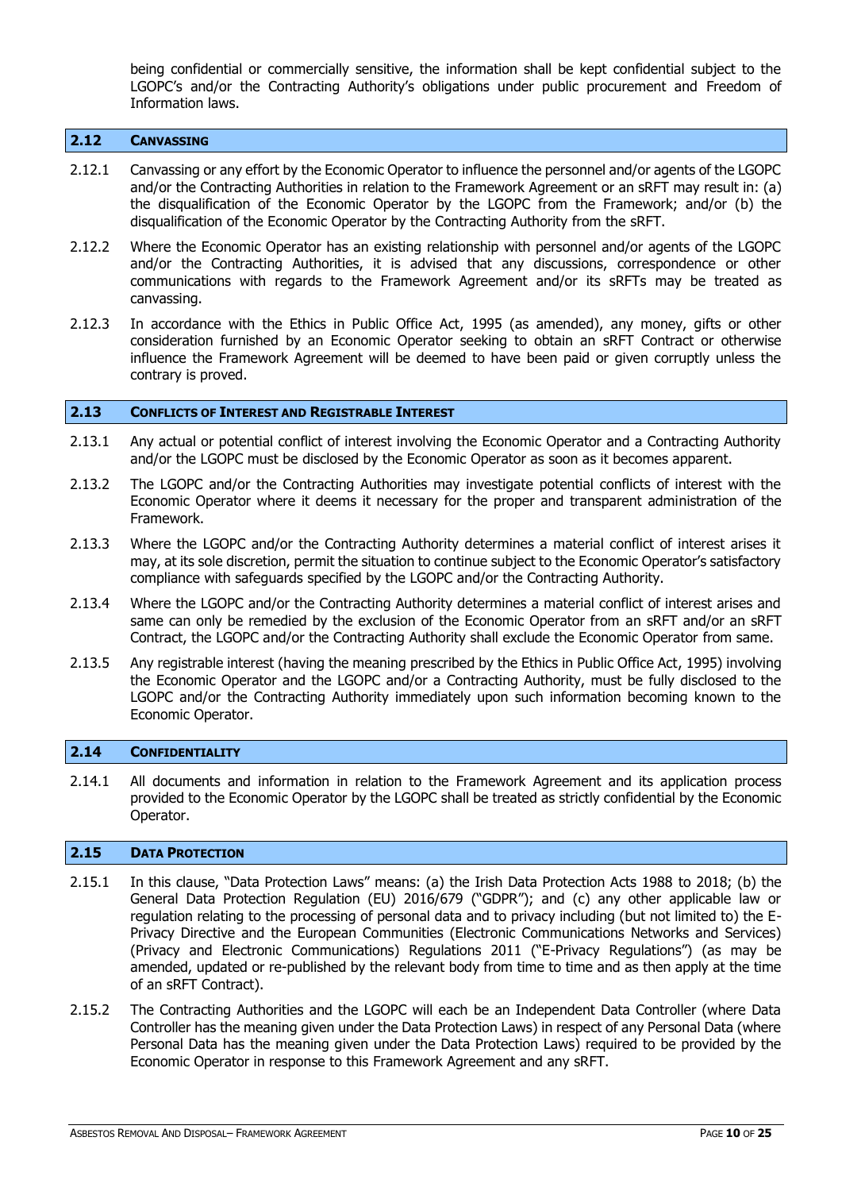being confidential or commercially sensitive, the information shall be kept confidential subject to the LGOPC's and/or the Contracting Authority's obligations under public procurement and Freedom of Information laws.

## 2.12 CANVASSING

2.12.1 Canvassing or any effort by the Economic Operator to influence the personnel and/or agents of the LGOPC and/or the Contracting Authorities in relation to the Framework Agreement or an sRFT may result in: (a) the disqualification of the Economic Operator by the LGOPC from the Framework; and/or (b) the disqualification of the Economic Operator by the Contracting Authority from the sRFT.

2.12.2 Where the Economic Operator has an existing relationship with personnel and/or agents of the LGOPC and/or the Contracting Authorities, it is advised that any discussions, correspondence or other communications with regards to the Framework Agreement and/or its sRFTs may be treated as canvassing.

2.12.3 In accordance with the Ethics in Public Office Act, 1995 (as amended), any money, gifts or other consideration furnished by an Economic Operator seeking to obtain an sRFT Contract or otherwise influence the Framework Agreement will be deemed to have been paid or given corruptly unless the contrary is proved.

## 2.13 CONFLICTS OF INTEREST AND REGISTRABLE INTEREST

2.13.1 Any actual or potential conflict of interest involving the Economic Operator and a Contracting Authority and/or the LGOPC must be disclosed by the Economic Operator as soon as it becomes apparent.

2.13.2 The LGOPC and/or the Contracting Authorities may investigate potential conflicts of interest with the Economic Operator where it deems it necessary for the proper and transparent administration of the Framework.

2.13.3 Where the LGOPC and/or the Contracting Authority determines a material conflict of interest arises it may, at its sole discretion, permit the situation to continue subject to the Economic Operator's satisfactory compliance with safeguards specified by the LGOPC and/or the Contracting Authority.

2.13.4 Where the LGOPC and/or the Contracting Authority determines a material conflict of interest arises and same can only be remedied by the exclusion of the Economic Operator from an sRFT and/or an sRFT Contract, the LGOPC and/or the Contracting Authority shall exclude the Economic Operator from same.

2.13.5 Any registrable interest (having the meaning prescribed by the Ethics in Public Office Act, 1995) involving the Economic Operator and the LGOPC and/or a Contracting Authority, must be fully disclosed to the LGOPC and/or the Contracting Authority immediately upon such information becoming known to the Economic Operator.

## 2.14 CONFIDENTIALITY

2.14.1 All documents and information in relation to the Framework Agreement and its application process provided to the Economic Operator by the LGOPC shall be treated as strictly confidential by the Economic Operator.

## 2.15 DATA PROTECTION

2.15.1 In this clause, "Data Protection Laws" means: (a) the Irish Data Protection Acts 1988 to 2018; (b) the General Data Protection Regulation (EU) 2016/679 ("GDPR"); and (c) any other applicable law or regulation relating to the processing of personal data and to privacy including (but not limited to) the E-Privacy Directive and the European Communities (Electronic Communications Networks and Services) (Privacy and Electronic Communications) Regulations 2011 ("E-Privacy Regulations") (as may be amended, updated or re-published by the relevant body from time to time and as then apply at the time of an sRFT Contract).

2.15.2 The Contracting Authorities and the LGOPC will each be an Independent Data Controller (where Data Controller has the meaning given under the Data Protection Laws) in respect of any Personal Data (where Personal Data has the meaning given under the Data Protection Laws) required to be provided by the Economic Operator in response to this Framework Agreement and any sRFT.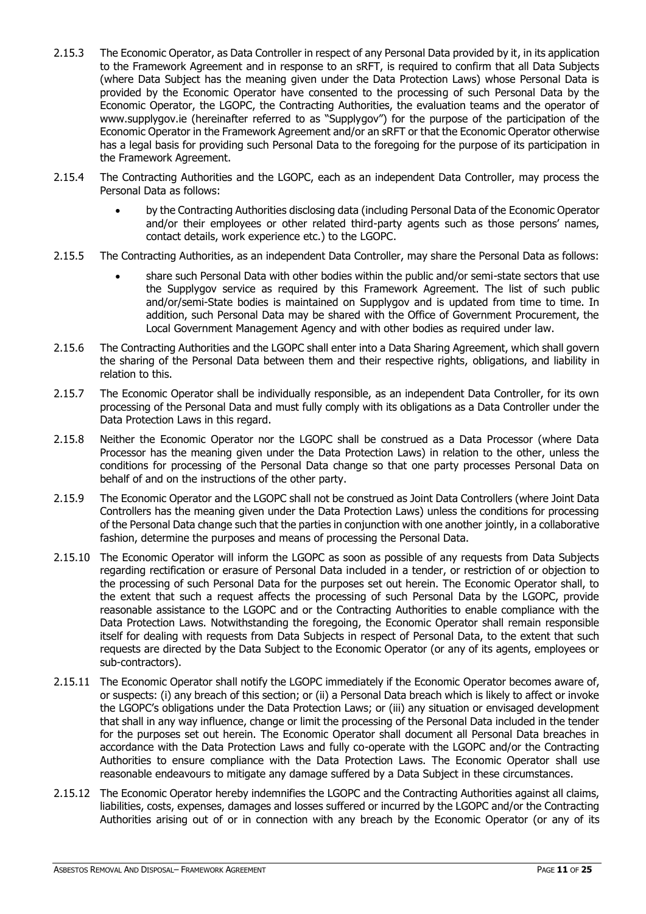2.15.3 The Economic Operator, as Data Controller in respect of any Personal Data provided by it, in its application to the Framework Agreement and in response to an sRFT, is required to confirm that all Data Subjects (where Data Subject has the meaning given under the Data Protection Laws) whose Personal Data is provided by the Economic Operator have consented to the processing of such Personal Data by the Economic Operator, the LGOPC, the Contracting Authorities, the evaluation teams and the operator of www.supplygov.ie (hereinafter referred to as "Supplygov") for the purpose of the participation of the Economic Operator in the Framework Agreement and/or an sRFT or that the Economic Operator otherwise has a legal basis for providing such Personal Data to the foregoing for the purpose of its participation in the Framework Agreement.

2.15.4 The Contracting Authorities and the LGOPC, each as an independent Data Controller, may process the Personal Data as follows:

- by the Contracting Authorities disclosing data (including Personal Data of the Economic Operator and/or their employees or other related third-party agents such as those persons' names, contact details, work experience etc.) to the LGOPC.

2.15.5 The Contracting Authorities, as an independent Data Controller, may share the Personal Data as follows:

- share such Personal Data with other bodies within the public and/or semi-state sectors that use the Supplygov service as required by this Framework Agreement. The list of such public and/or/semi-State bodies is maintained on Supplygov and is updated from time to time. In addition, such Personal Data may be shared with the Office of Government Procurement, the Local Government Management Agency and with other bodies as required under law.

2.15.6 The Contracting Authorities and the LGOPC shall enter into a Data Sharing Agreement, which shall govern the sharing of the Personal Data between them and their respective rights, obligations, and liability in relation to this.

2.15.7 The Economic Operator shall be individually responsible, as an independent Data Controller, for its own processing of the Personal Data and must fully comply with its obligations as a Data Controller under the Data Protection Laws in this regard.

2.15.8 Neither the Economic Operator nor the LGOPC shall be construed as a Data Processor (where Data Processor has the meaning given under the Data Protection Laws) in relation to the other, unless the conditions for processing of the Personal Data change so that one party processes Personal Data on behalf of and on the instructions of the other party.

2.15.9 The Economic Operator and the LGOPC shall not be construed as Joint Data Controllers (where Joint Data Controllers has the meaning given under the Data Protection Laws) unless the conditions for processing of the Personal Data change such that the parties in conjunction with one another jointly, in a collaborative fashion, determine the purposes and means of processing the Personal Data.

2.15.10 The Economic Operator will inform the LGOPC as soon as possible of any requests from Data Subjects regarding rectification or erasure of Personal Data included in a tender, or restriction of or objection to the processing of such Personal Data for the purposes set out herein. The Economic Operator shall, to the extent that such a request affects the processing of such Personal Data by the LGOPC, provide reasonable assistance to the LGOPC and or the Contracting Authorities to enable compliance with the Data Protection Laws. Notwithstanding the foregoing, the Economic Operator shall remain responsible itself for dealing with requests from Data Subjects in respect of Personal Data, to the extent that such requests are directed by the Data Subject to the Economic Operator (or any of its agents, employees or sub-contractors).

2.15.11 The Economic Operator shall notify the LGOPC immediately if the Economic Operator becomes aware of, or suspects: (i) any breach of this section; or (ii) a Personal Data breach which is likely to affect or invoke the LGOPC's obligations under the Data Protection Laws; or (iii) any situation or envisaged development that shall in any way influence, change or limit the processing of the Personal Data included in the tender for the purposes set out herein. The Economic Operator shall document all Personal Data breaches in accordance with the Data Protection Laws and fully co-operate with the LGOPC and/or the Contracting Authorities to ensure compliance with the Data Protection Laws. The Economic Operator shall use reasonable endeavours to mitigate any damage suffered by a Data Subject in these circumstances.

2.15.12 The Economic Operator hereby indemnifies the LGOPC and the Contracting Authorities against all claims, liabilities, costs, expenses, damages and losses suffered or incurred by the LGOPC and/or the Contracting Authorities arising out of or in connection with any breach by the Economic Operator (or any of its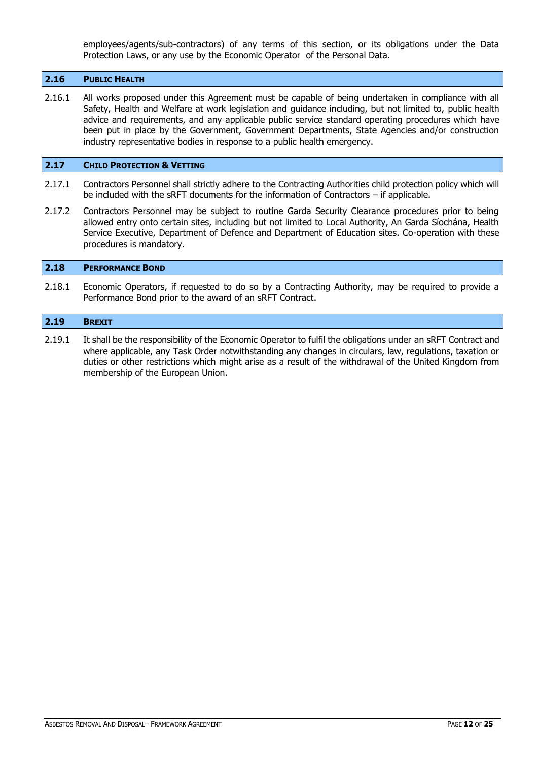employees/agents/sub-contractors) of any terms of this section, or its obligations under the Data Protection Laws, or any use by the Economic Operator of the Personal Data.

## 2.16 PUBLIC HEALTH

2.16.1 All works proposed under this Agreement must be capable of being undertaken in compliance with all Safety, Health and Welfare at work legislation and guidance including, but not limited to, public health advice and requirements, and any applicable public service standard operating procedures which have been put in place by the Government, Government Departments, State Agencies and/or construction industry representative bodies in response to a public health emergency.

## 2.17 CHILD PROTECTION & VETTING

2.17.1 Contractors Personnel shall strictly adhere to the Contracting Authorities child protection policy which will be included with the sRFT documents for the information of Contractors – if applicable.

2.17.2 Contractors Personnel may be subject to routine Garda Security Clearance procedures prior to being allowed entry onto certain sites, including but not limited to Local Authority, An Garda Síochána, Health Service Executive, Department of Defence and Department of Education sites. Co-operation with these procedures is mandatory.

## 2.18 PERFORMANCE BOND

2.18.1 Economic Operators, if requested to do so by a Contracting Authority, may be required to provide a Performance Bond prior to the award of an sRFT Contract.

## 2.19 BREXIT

2.19.1 It shall be the responsibility of the Economic Operator to fulfil the obligations under an sRFT Contract and where applicable, any Task Order notwithstanding any changes in circulars, law, regulations, taxation or duties or other restrictions which might arise as a result of the withdrawal of the United Kingdom from membership of the European Union.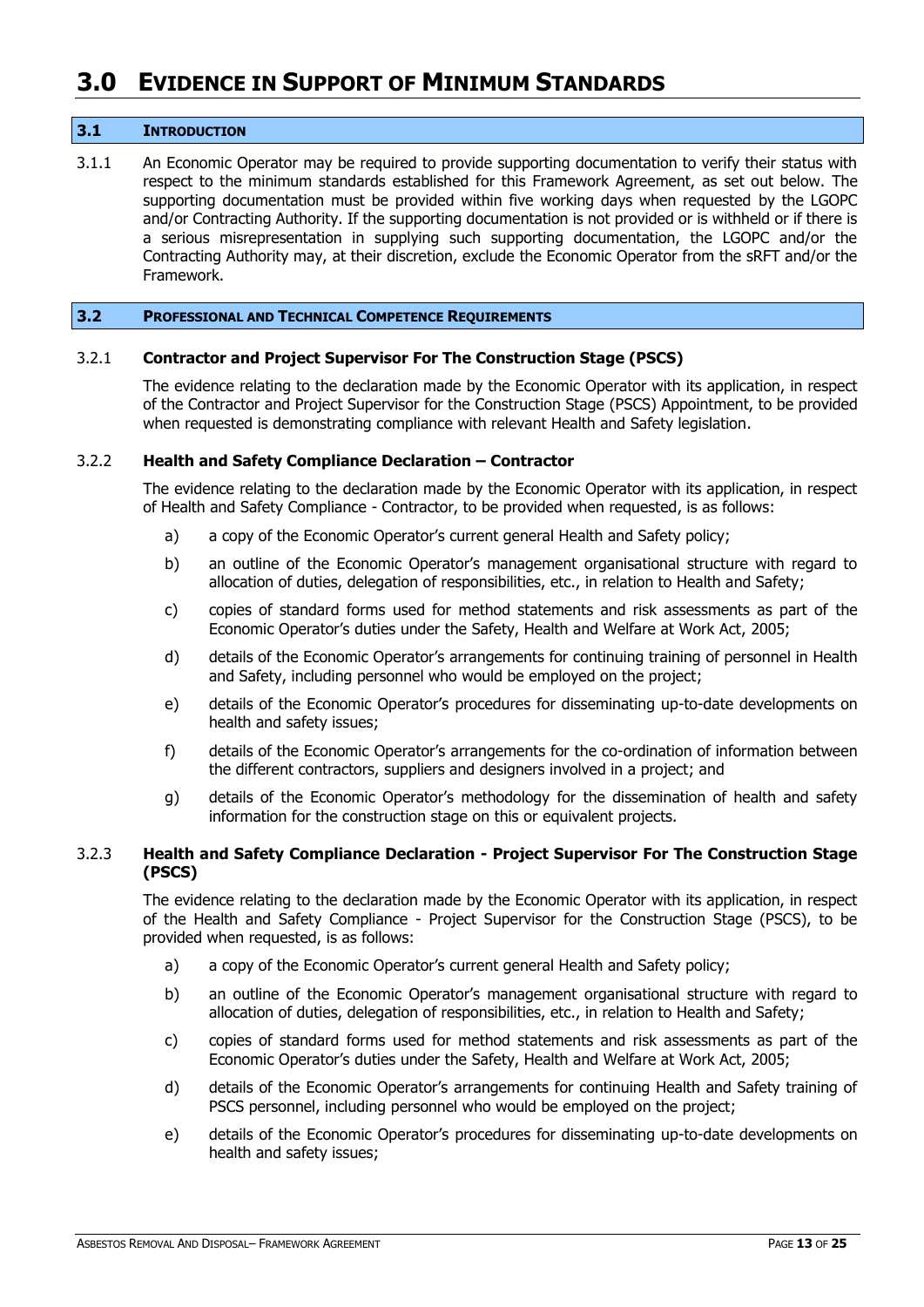# 3.0 Evidence in Support of Minimum Standards

## 3.1 Introduction

3.1.1 An Economic Operator may be required to provide supporting documentation to verify their status with respect to the minimum standards established for this Framework Agreement, as set out below. The supporting documentation must be provided within five working days when requested by the LGOPC and/or Contracting Authority. If the supporting documentation is not provided or is withheld or if there is a serious misrepresentation in supplying such supporting documentation, the LGOPC and/or the Contracting Authority may, at their discretion, exclude the Economic Operator from the sRFT and/or the Framework.

## 3.2 Professional and Technical Competence Requirements

### 3.2.1 Contractor and Project Supervisor For The Construction Stage (PSCS)

The evidence relating to the declaration made by the Economic Operator with its application, in respect of the Contractor and Project Supervisor for the Construction Stage (PSCS) Appointment, to be provided when requested is demonstrating compliance with relevant Health and Safety legislation.

### 3.2.2 Health and Safety Compliance Declaration – Contractor

The evidence relating to the declaration made by the Economic Operator with its application, in respect of Health and Safety Compliance - Contractor, to be provided when requested, is as follows:

a) a copy of the Economic Operator's current general Health and Safety policy;

b) an outline of the Economic Operator's management organisational structure with regard to allocation of duties, delegation of responsibilities, etc., in relation to Health and Safety;

c) copies of standard forms used for method statements and risk assessments as part of the Economic Operator's duties under the Safety, Health and Welfare at Work Act, 2005;

d) details of the Economic Operator's arrangements for continuing training of personnel in Health and Safety, including personnel who would be employed on the project;

e) details of the Economic Operator's procedures for disseminating up-to-date developments on health and safety issues;

f) details of the Economic Operator's arrangements for the co-ordination of information between the different contractors, suppliers and designers involved in a project; and

g) details of the Economic Operator's methodology for the dissemination of health and safety information for the construction stage on this or equivalent projects.

### 3.2.3 Health and Safety Compliance Declaration - Project Supervisor For The Construction Stage (PSCS)

The evidence relating to the declaration made by the Economic Operator with its application, in respect of the Health and Safety Compliance - Project Supervisor for the Construction Stage (PSCS), to be provided when requested, is as follows:

a) a copy of the Economic Operator's current general Health and Safety policy;

b) an outline of the Economic Operator's management organisational structure with regard to allocation of duties, delegation of responsibilities, etc., in relation to Health and Safety;

c) copies of standard forms used for method statements and risk assessments as part of the Economic Operator's duties under the Safety, Health and Welfare at Work Act, 2005;

d) details of the Economic Operator's arrangements for continuing Health and Safety training of PSCS personnel, including personnel who would be employed on the project;

e) details of the Economic Operator's procedures for disseminating up-to-date developments on health and safety issues;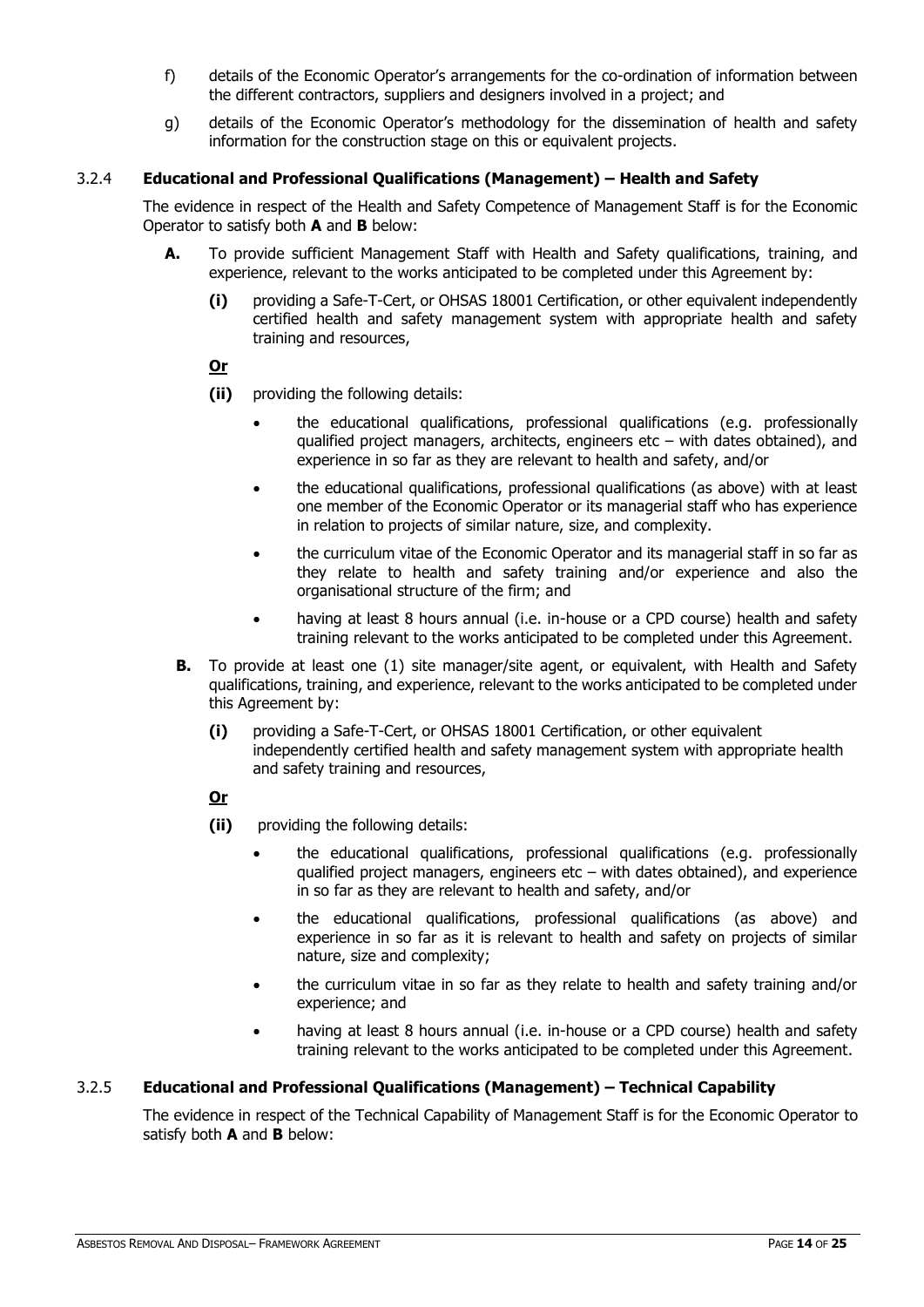f) details of the Economic Operator's arrangements for the co-ordination of information between the different contractors, suppliers and designers involved in a project; and

g) details of the Economic Operator's methodology for the dissemination of health and safety information for the construction stage on this or equivalent projects.

### 3.2.4 Educational and Professional Qualifications (Management) – Health and Safety

The evidence in respect of the Health and Safety Competence of Management Staff is for the Economic Operator to satisfy both **A** and **B** below:

**A.** To provide sufficient Management Staff with Health and Safety qualifications, training, and experience, relevant to the works anticipated to be completed under this Agreement by:

**(i)** providing a Safe-T-Cert, or OHSAS 18001 Certification, or other equivalent independently certified health and safety management system with appropriate health and safety training and resources,

**Or**

**(ii)** providing the following details:

- the educational qualifications, professional qualifications (e.g. professionally qualified project managers, architects, engineers etc – with dates obtained), and experience in so far as they are relevant to health and safety, and/or
- the educational qualifications, professional qualifications (as above) with at least one member of the Economic Operator or its managerial staff who has experience in relation to projects of similar nature, size, and complexity.
- the curriculum vitae of the Economic Operator and its managerial staff in so far as they relate to health and safety training and/or experience and also the organisational structure of the firm; and
- having at least 8 hours annual (i.e. in-house or a CPD course) health and safety training relevant to the works anticipated to be completed under this Agreement.

**B.** To provide at least one (1) site manager/site agent, or equivalent, with Health and Safety qualifications, training, and experience, relevant to the works anticipated to be completed under this Agreement by:

**(i)** providing a Safe-T-Cert, or OHSAS 18001 Certification, or other equivalent independently certified health and safety management system with appropriate health and safety training and resources,

**Or**

**(ii)** providing the following details:

- the educational qualifications, professional qualifications (e.g. professionally qualified project managers, engineers etc – with dates obtained), and experience in so far as they are relevant to health and safety, and/or
- the educational qualifications, professional qualifications (as above) and experience in so far as it is relevant to health and safety on projects of similar nature, size and complexity;
- the curriculum vitae in so far as they relate to health and safety training and/or experience; and
- having at least 8 hours annual (i.e. in-house or a CPD course) health and safety training relevant to the works anticipated to be completed under this Agreement.

### 3.2.5 Educational and Professional Qualifications (Management) – Technical Capability

The evidence in respect of the Technical Capability of Management Staff is for the Economic Operator to satisfy both **A** and **B** below: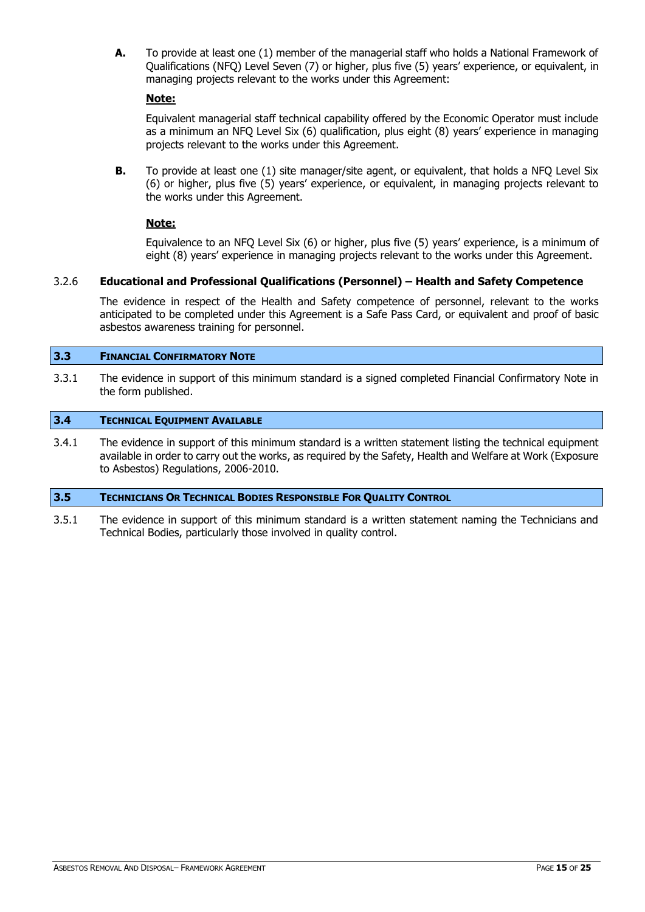**A.** To provide at least one (1) member of the managerial staff who holds a National Framework of Qualifications (NFQ) Level Seven (7) or higher, plus five (5) years' experience, or equivalent, in managing projects relevant to the works under this Agreement:

**Note:**

Equivalent managerial staff technical capability offered by the Economic Operator must include as a minimum an NFQ Level Six (6) qualification, plus eight (8) years' experience in managing projects relevant to the works under this Agreement.

**B.** To provide at least one (1) site manager/site agent, or equivalent, that holds a NFQ Level Six (6) or higher, plus five (5) years' experience, or equivalent, in managing projects relevant to the works under this Agreement.

**Note:**

Equivalence to an NFQ Level Six (6) or higher, plus five (5) years' experience, is a minimum of eight (8) years' experience in managing projects relevant to the works under this Agreement.

3.2.6 **Educational and Professional Qualifications (Personnel) – Health and Safety Competence**

The evidence in respect of the Health and Safety competence of personnel, relevant to the works anticipated to be completed under this Agreement is a Safe Pass Card, or equivalent and proof of basic asbestos awareness training for personnel.

## 3.3 Financial Confirmatory Note

3.3.1 The evidence in support of this minimum standard is a signed completed Financial Confirmatory Note in the form published.

## 3.4 Technical Equipment Available

3.4.1 The evidence in support of this minimum standard is a written statement listing the technical equipment available in order to carry out the works, as required by the Safety, Health and Welfare at Work (Exposure to Asbestos) Regulations, 2006-2010.

## 3.5 Technicians Or Technical Bodies Responsible For Quality Control

3.5.1 The evidence in support of this minimum standard is a written statement naming the Technicians and Technical Bodies, particularly those involved in quality control.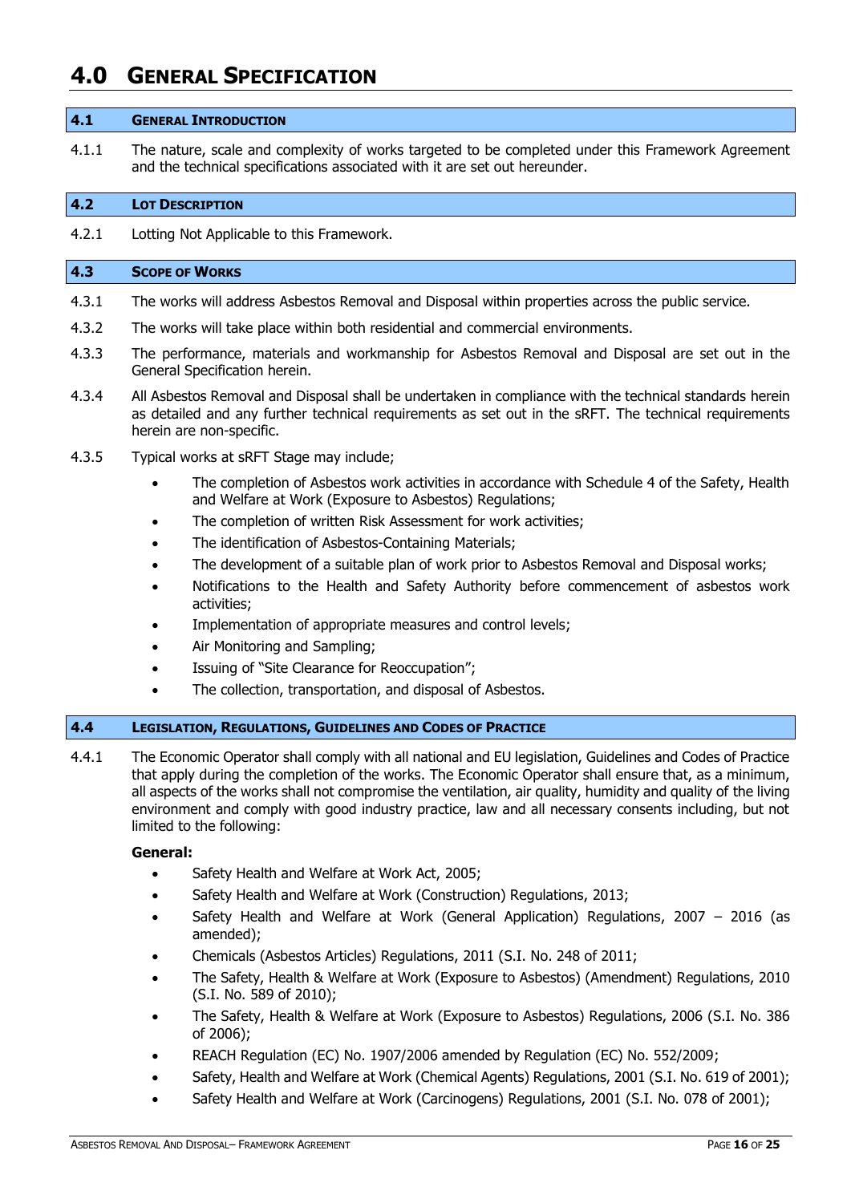# 4.0 General Specification

## 4.1 General Introduction

4.1.1 The nature, scale and complexity of works targeted to be completed under this Framework Agreement and the technical specifications associated with it are set out hereunder.

## 4.2 Lot Description

4.2.1 Lotting Not Applicable to this Framework.

## 4.3 Scope of Works

4.3.1 The works will address Asbestos Removal and Disposal within properties across the public service.

4.3.2 The works will take place within both residential and commercial environments.

4.3.3 The performance, materials and workmanship for Asbestos Removal and Disposal are set out in the General Specification herein.

4.3.4 All Asbestos Removal and Disposal shall be undertaken in compliance with the technical standards herein as detailed and any further technical requirements as set out in the sRFT. The technical requirements herein are non-specific.

4.3.5 Typical works at sRFT Stage may include;

- The completion of Asbestos work activities in accordance with Schedule 4 of the Safety, Health and Welfare at Work (Exposure to Asbestos) Regulations;
- The completion of written Risk Assessment for work activities;
- The identification of Asbestos-Containing Materials;
- The development of a suitable plan of work prior to Asbestos Removal and Disposal works;
- Notifications to the Health and Safety Authority before commencement of asbestos work activities;
- Implementation of appropriate measures and control levels;
- Air Monitoring and Sampling;
- Issuing of "Site Clearance for Reoccupation";
- The collection, transportation, and disposal of Asbestos.

## 4.4 Legislation, Regulations, Guidelines and Codes of Practice

4.4.1 The Economic Operator shall comply with all national and EU legislation, Guidelines and Codes of Practice that apply during the completion of the works. The Economic Operator shall ensure that, as a minimum, all aspects of the works shall not compromise the ventilation, air quality, humidity and quality of the living environment and comply with good industry practice, law and all necessary consents including, but not limited to the following:

**General:**

- Safety Health and Welfare at Work Act, 2005;
- Safety Health and Welfare at Work (Construction) Regulations, 2013;
- Safety Health and Welfare at Work (General Application) Regulations, 2007 – 2016 (as amended);
- Chemicals (Asbestos Articles) Regulations, 2011 (S.I. No. 248 of 2011;
- The Safety, Health & Welfare at Work (Exposure to Asbestos) (Amendment) Regulations, 2010 (S.I. No. 589 of 2010);
- The Safety, Health & Welfare at Work (Exposure to Asbestos) Regulations, 2006 (S.I. No. 386 of 2006);
- REACH Regulation (EC) No. 1907/2006 amended by Regulation (EC) No. 552/2009;
- Safety, Health and Welfare at Work (Chemical Agents) Regulations, 2001 (S.I. No. 619 of 2001);
- Safety Health and Welfare at Work (Carcinogens) Regulations, 2001 (S.I. No. 078 of 2001);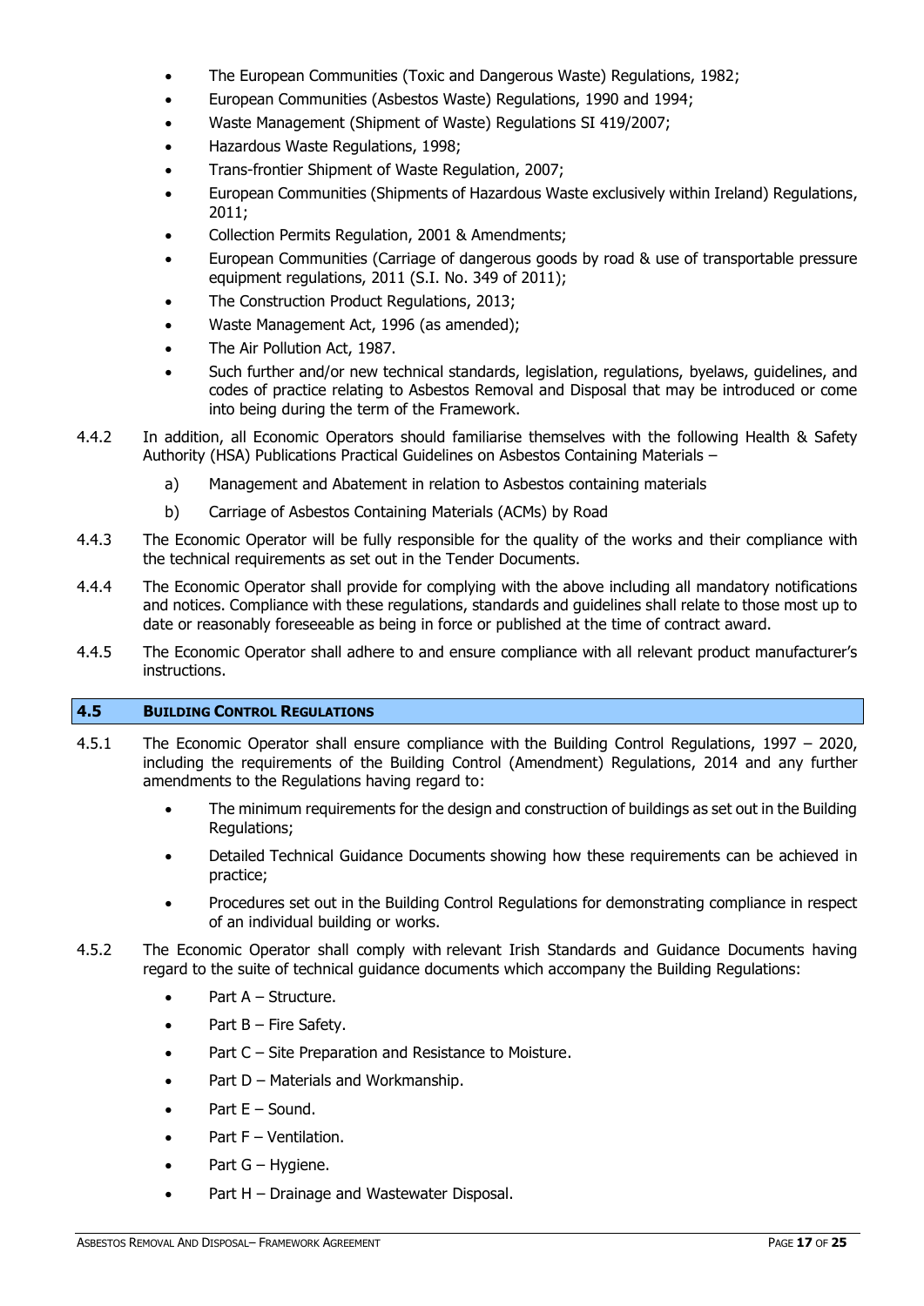- The European Communities (Toxic and Dangerous Waste) Regulations, 1982;
- European Communities (Asbestos Waste) Regulations, 1990 and 1994;
- Waste Management (Shipment of Waste) Regulations SI 419/2007;
- Hazardous Waste Regulations, 1998;
- Trans-frontier Shipment of Waste Regulation, 2007;
- European Communities (Shipments of Hazardous Waste exclusively within Ireland) Regulations, 2011;
- Collection Permits Regulation, 2001 & Amendments;
- European Communities (Carriage of dangerous goods by road & use of transportable pressure equipment regulations, 2011 (S.I. No. 349 of 2011);
- The Construction Product Regulations, 2013;
- Waste Management Act, 1996 (as amended);
- The Air Pollution Act, 1987.
- Such further and/or new technical standards, legislation, regulations, byelaws, guidelines, and codes of practice relating to Asbestos Removal and Disposal that may be introduced or come into being during the term of the Framework.

4.4.2 In addition, all Economic Operators should familiarise themselves with the following Health & Safety Authority (HSA) Publications Practical Guidelines on Asbestos Containing Materials –

a) Management and Abatement in relation to Asbestos containing materials

b) Carriage of Asbestos Containing Materials (ACMs) by Road

4.4.3 The Economic Operator will be fully responsible for the quality of the works and their compliance with the technical requirements as set out in the Tender Documents.

4.4.4 The Economic Operator shall provide for complying with the above including all mandatory notifications and notices. Compliance with these regulations, standards and guidelines shall relate to those most up to date or reasonably foreseeable as being in force or published at the time of contract award.

4.4.5 The Economic Operator shall adhere to and ensure compliance with all relevant product manufacturer's instructions.

## 4.5 BUILDING CONTROL REGULATIONS

4.5.1 The Economic Operator shall ensure compliance with the Building Control Regulations, 1997 – 2020, including the requirements of the Building Control (Amendment) Regulations, 2014 and any further amendments to the Regulations having regard to:

- The minimum requirements for the design and construction of buildings as set out in the Building Regulations;
- Detailed Technical Guidance Documents showing how these requirements can be achieved in practice;
- Procedures set out in the Building Control Regulations for demonstrating compliance in respect of an individual building or works.

4.5.2 The Economic Operator shall comply with relevant Irish Standards and Guidance Documents having regard to the suite of technical guidance documents which accompany the Building Regulations:

- Part A – Structure.
- Part B – Fire Safety.
- Part C – Site Preparation and Resistance to Moisture.
- Part D – Materials and Workmanship.
- Part E – Sound.
- Part F – Ventilation.
- Part G – Hygiene.
- Part H – Drainage and Wastewater Disposal.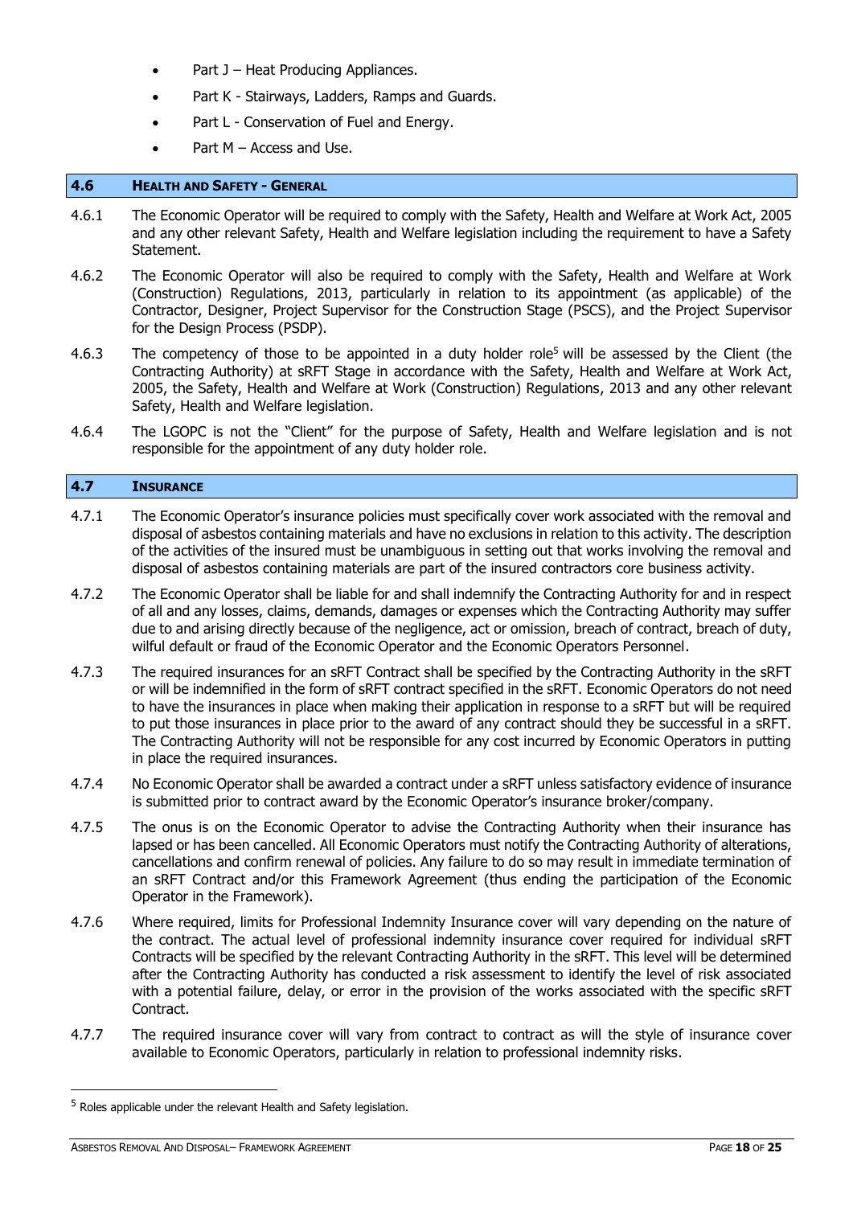- Part J – Heat Producing Appliances.
- Part K - Stairways, Ladders, Ramps and Guards.
- Part L - Conservation of Fuel and Energy.
- Part M – Access and Use.

## 4.6 HEALTH AND SAFETY - GENERAL

4.6.1 The Economic Operator will be required to comply with the Safety, Health and Welfare at Work Act, 2005 and any other relevant Safety, Health and Welfare legislation including the requirement to have a Safety Statement.

4.6.2 The Economic Operator will also be required to comply with the Safety, Health and Welfare at Work (Construction) Regulations, 2013, particularly in relation to its appointment (as applicable) of the Contractor, Designer, Project Supervisor for the Construction Stage (PSCS), and the Project Supervisor for the Design Process (PSDP).

4.6.3 The competency of those to be appointed in a duty holder role[5] will be assessed by the Client (the Contracting Authority) at sRFT Stage in accordance with the Safety, Health and Welfare at Work Act, 2005, the Safety, Health and Welfare at Work (Construction) Regulations, 2013 and any other relevant Safety, Health and Welfare legislation.

4.6.4 The LGOPC is not the "Client" for the purpose of Safety, Health and Welfare legislation and is not responsible for the appointment of any duty holder role.

## 4.7 INSURANCE

4.7.1 The Economic Operator's insurance policies must specifically cover work associated with the removal and disposal of asbestos containing materials and have no exclusions in relation to this activity. The description of the activities of the insured must be unambiguous in setting out that works involving the removal and disposal of asbestos containing materials are part of the insured contractors core business activity.

4.7.2 The Economic Operator shall be liable for and shall indemnify the Contracting Authority for and in respect of all and any losses, claims, demands, damages or expenses which the Contracting Authority may suffer due to and arising directly because of the negligence, act or omission, breach of contract, breach of duty, wilful default or fraud of the Economic Operator and the Economic Operators Personnel.

4.7.3 The required insurances for an sRFT Contract shall be specified by the Contracting Authority in the sRFT or will be indemnified in the form of sRFT contract specified in the sRFT. Economic Operators do not need to have the insurances in place when making their application in response to a sRFT but will be required to put those insurances in place prior to the award of any contract should they be successful in a sRFT. The Contracting Authority will not be responsible for any cost incurred by Economic Operators in putting in place the required insurances.

4.7.4 No Economic Operator shall be awarded a contract under a sRFT unless satisfactory evidence of insurance is submitted prior to contract award by the Economic Operator's insurance broker/company.

4.7.5 The onus is on the Economic Operator to advise the Contracting Authority when their insurance has lapsed or has been cancelled. All Economic Operators must notify the Contracting Authority of alterations, cancellations and confirm renewal of policies. Any failure to do so may result in immediate termination of an sRFT Contract and/or this Framework Agreement (thus ending the participation of the Economic Operator in the Framework).

4.7.6 Where required, limits for Professional Indemnity Insurance cover will vary depending on the nature of the contract. The actual level of professional indemnity insurance cover required for individual sRFT Contracts will be specified by the relevant Contracting Authority in the sRFT. This level will be determined after the Contracting Authority has conducted a risk assessment to identify the level of risk associated with a potential failure, delay, or error in the provision of the works associated with the specific sRFT Contract.

4.7.7 The required insurance cover will vary from contract to contract as will the style of insurance cover available to Economic Operators, particularly in relation to professional indemnity risks.

---

[5] Roles applicable under the relevant Health and Safety legislation.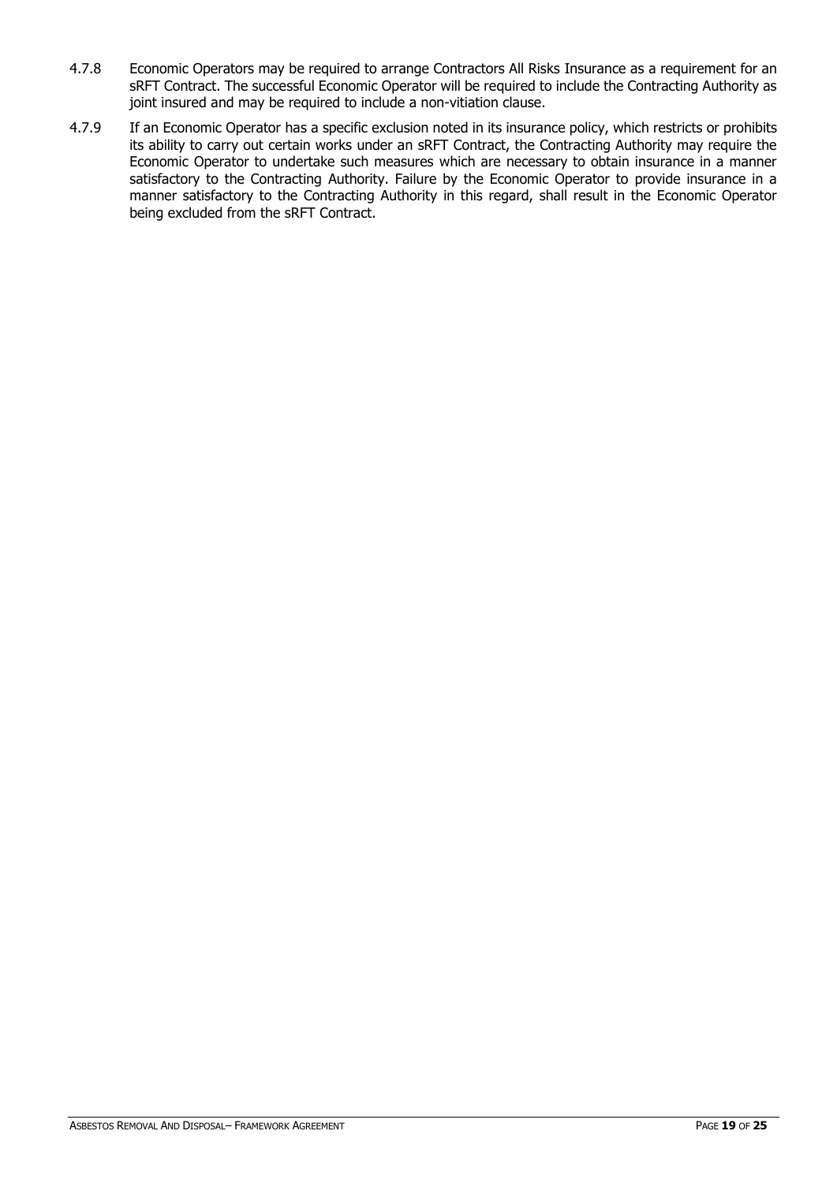4.7.8 Economic Operators may be required to arrange Contractors All Risks Insurance as a requirement for an sRFT Contract. The successful Economic Operator will be required to include the Contracting Authority as joint insured and may be required to include a non-vitiation clause.

4.7.9 If an Economic Operator has a specific exclusion noted in its insurance policy, which restricts or prohibits its ability to carry out certain works under an sRFT Contract, the Contracting Authority may require the Economic Operator to undertake such measures which are necessary to obtain insurance in a manner satisfactory to the Contracting Authority. Failure by the Economic Operator to provide insurance in a manner satisfactory to the Contracting Authority in this regard, shall result in the Economic Operator being excluded from the sRFT Contract.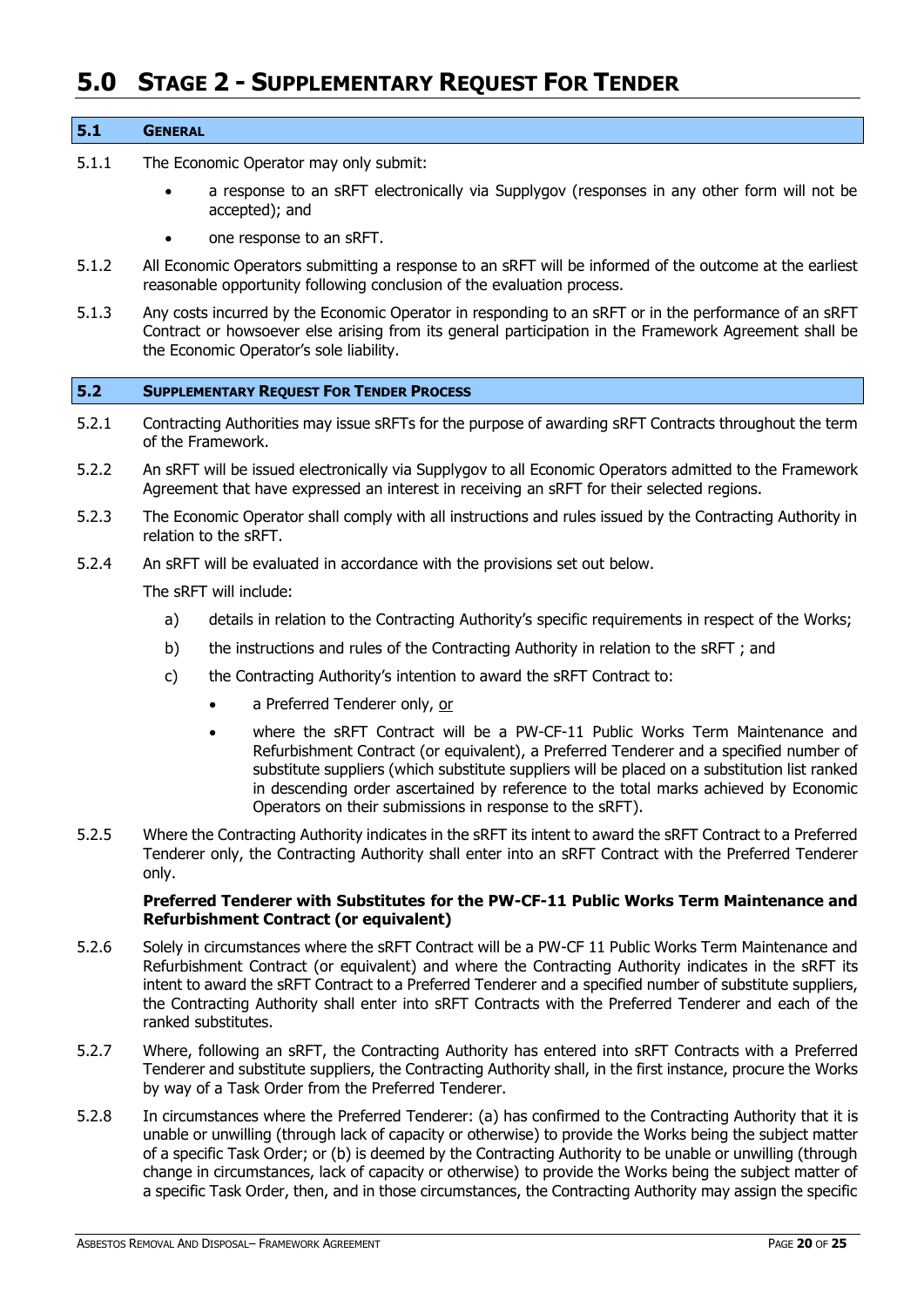# 5.0 Stage 2 - Supplementary Request For Tender

## 5.1 General

5.1.1 The Economic Operator may only submit:

- a response to an sRFT electronically via Supplygov (responses in any other form will not be accepted); and
- one response to an sRFT.

5.1.2 All Economic Operators submitting a response to an sRFT will be informed of the outcome at the earliest reasonable opportunity following conclusion of the evaluation process.

5.1.3 Any costs incurred by the Economic Operator in responding to an sRFT or in the performance of an sRFT Contract or howsoever else arising from its general participation in the Framework Agreement shall be the Economic Operator's sole liability.

## 5.2 Supplementary Request For Tender Process

5.2.1 Contracting Authorities may issue sRFTs for the purpose of awarding sRFT Contracts throughout the term of the Framework.

5.2.2 An sRFT will be issued electronically via Supplygov to all Economic Operators admitted to the Framework Agreement that have expressed an interest in receiving an sRFT for their selected regions.

5.2.3 The Economic Operator shall comply with all instructions and rules issued by the Contracting Authority in relation to the sRFT.

5.2.4 An sRFT will be evaluated in accordance with the provisions set out below.

The sRFT will include:

a) details in relation to the Contracting Authority's specific requirements in respect of the Works;

b) the instructions and rules of the Contracting Authority in relation to the sRFT ; and

c) the Contracting Authority's intention to award the sRFT Contract to:

- a Preferred Tenderer only, <u>or</u>
- where the sRFT Contract will be a PW-CF-11 Public Works Term Maintenance and Refurbishment Contract (or equivalent), a Preferred Tenderer and a specified number of substitute suppliers (which substitute suppliers will be placed on a substitution list ranked in descending order ascertained by reference to the total marks achieved by Economic Operators on their submissions in response to the sRFT).

5.2.5 Where the Contracting Authority indicates in the sRFT its intent to award the sRFT Contract to a Preferred Tenderer only, the Contracting Authority shall enter into an sRFT Contract with the Preferred Tenderer only.

**Preferred Tenderer with Substitutes for the PW-CF-11 Public Works Term Maintenance and Refurbishment Contract (or equivalent)**

5.2.6 Solely in circumstances where the sRFT Contract will be a PW-CF 11 Public Works Term Maintenance and Refurbishment Contract (or equivalent) and where the Contracting Authority indicates in the sRFT its intent to award the sRFT Contract to a Preferred Tenderer and a specified number of substitute suppliers, the Contracting Authority shall enter into sRFT Contracts with the Preferred Tenderer and each of the ranked substitutes.

5.2.7 Where, following an sRFT, the Contracting Authority has entered into sRFT Contracts with a Preferred Tenderer and substitute suppliers, the Contracting Authority shall, in the first instance, procure the Works by way of a Task Order from the Preferred Tenderer.

5.2.8 In circumstances where the Preferred Tenderer: (a) has confirmed to the Contracting Authority that it is unable or unwilling (through lack of capacity or otherwise) to provide the Works being the subject matter of a specific Task Order; or (b) is deemed by the Contracting Authority to be unable or unwilling (through change in circumstances, lack of capacity or otherwise) to provide the Works being the subject matter of a specific Task Order, then, and in those circumstances, the Contracting Authority may assign the specific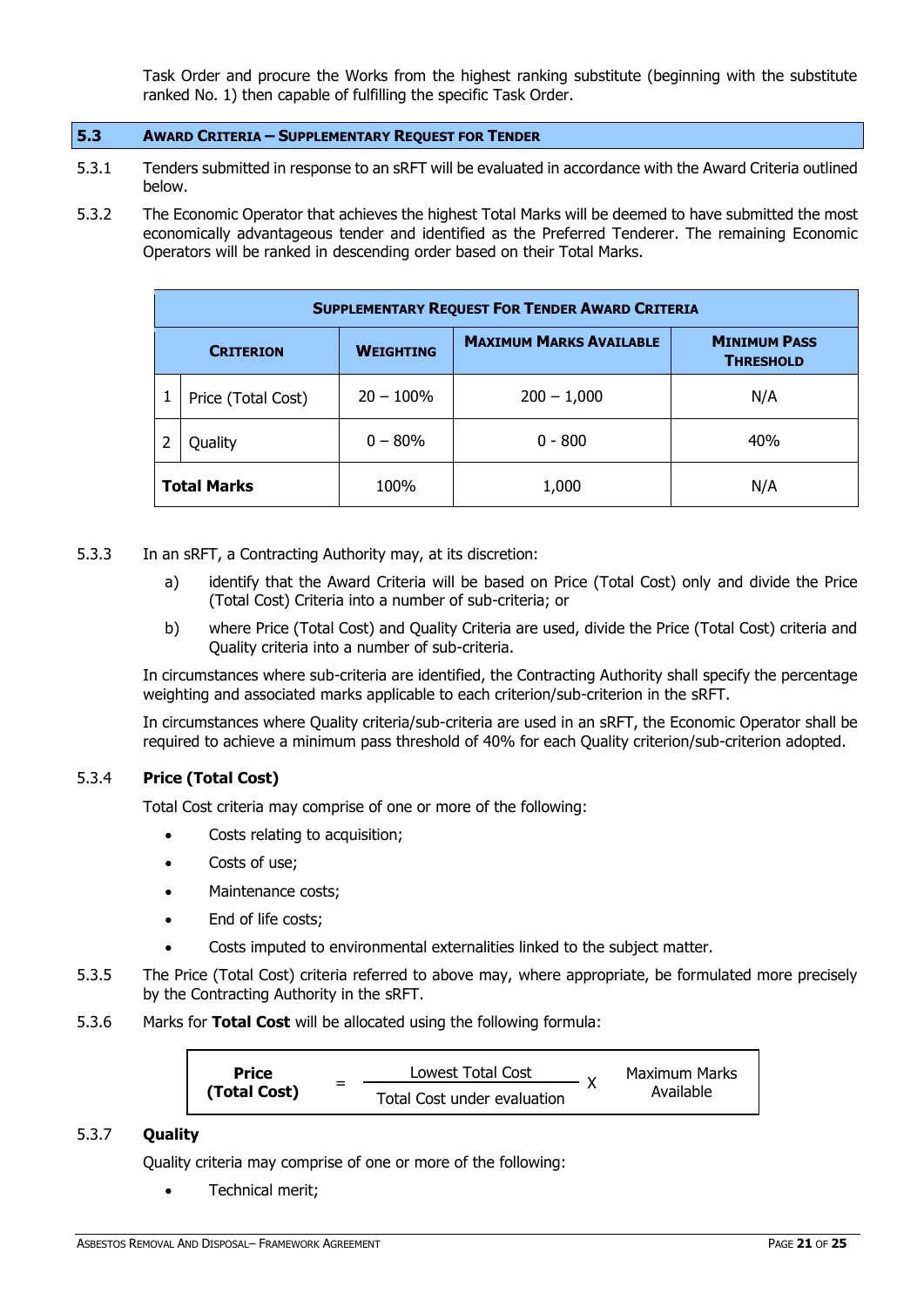Task Order and procure the Works from the highest ranking substitute (beginning with the substitute ranked No. 1) then capable of fulfilling the specific Task Order.

## 5.3 Award Criteria – Supplementary Request for Tender

5.3.1 Tenders submitted in response to an sRFT will be evaluated in accordance with the Award Criteria outlined below.

5.3.2 The Economic Operator that achieves the highest Total Marks will be deemed to have submitted the most economically advantageous tender and identified as the Preferred Tenderer. The remaining Economic Operators will be ranked in descending order based on their Total Marks.

| **Supplementary Request For Tender Award Criteria** | | | | | |
|---|---|---|---|---|---|
| **Criterion** | | **Weighting** | **Maximum Marks Available** | **Minimum Pass Threshold** |
| 1 | Price (Total Cost) | 20 – 100% | 200 – 1,000 | N/A |
| 2 | Quality | 0 – 80% | 0 - 800 | 40% |
| **Total Marks** | | 100% | 1,000 | N/A |

5.3.3 In an sRFT, a Contracting Authority may, at its discretion:

a) identify that the Award Criteria will be based on Price (Total Cost) only and divide the Price (Total Cost) Criteria into a number of sub-criteria; or

b) where Price (Total Cost) and Quality Criteria are used, divide the Price (Total Cost) criteria and Quality criteria into a number of sub-criteria.

In circumstances where sub-criteria are identified, the Contracting Authority shall specify the percentage weighting and associated marks applicable to each criterion/sub-criterion in the sRFT.

In circumstances where Quality criteria/sub-criteria are used in an sRFT, the Economic Operator shall be required to achieve a minimum pass threshold of 40% for each Quality criterion/sub-criterion adopted.

### 5.3.4 Price (Total Cost)

Total Cost criteria may comprise of one or more of the following:

- Costs relating to acquisition;
- Costs of use;
- Maintenance costs;
- End of life costs;
- Costs imputed to environmental externalities linked to the subject matter.

5.3.5 The Price (Total Cost) criteria referred to above may, where appropriate, be formulated more precisely by the Contracting Authority in the sRFT.

5.3.6 Marks for **Total Cost** will be allocated using the following formula:

$$\textbf{Price (Total Cost)} = \frac{\text{Lowest Total Cost}}{\text{Total Cost under evaluation}} \times \text{Maximum Marks Available}$$

### 5.3.7 Quality

Quality criteria may comprise of one or more of the following:

- Technical merit;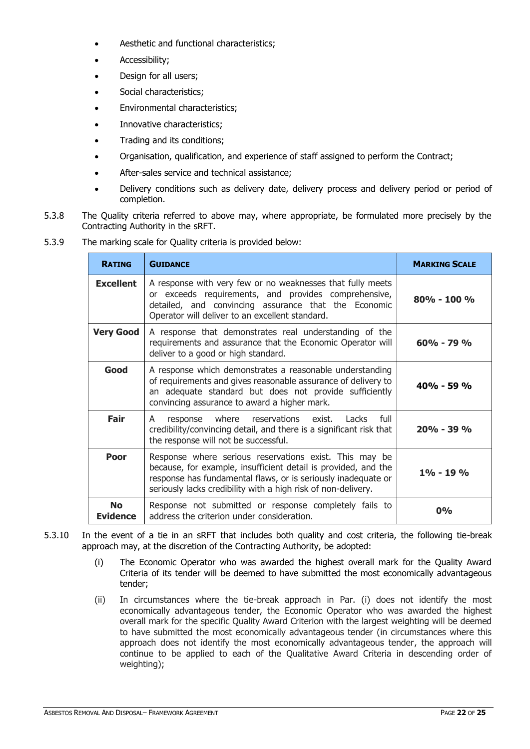- Aesthetic and functional characteristics;
- Accessibility;
- Design for all users;
- Social characteristics;
- Environmental characteristics;
- Innovative characteristics;
- Trading and its conditions;
- Organisation, qualification, and experience of staff assigned to perform the Contract;
- After-sales service and technical assistance;
- Delivery conditions such as delivery date, delivery process and delivery period or period of completion.

5.3.8 The Quality criteria referred to above may, where appropriate, be formulated more precisely by the Contracting Authority in the sRFT.

5.3.9 The marking scale for Quality criteria is provided below:

| **Rating** | **Guidance** | **Marking Scale** |
|---|---|---|
| **Excellent** | A response with very few or no weaknesses that fully meets or exceeds requirements, and provides comprehensive, detailed, and convincing assurance that the Economic Operator will deliver to an excellent standard. | **80% - 100 %** |
| **Very Good** | A response that demonstrates real understanding of the requirements and assurance that the Economic Operator will deliver to a good or high standard. | **60% - 79 %** |
| **Good** | A response which demonstrates a reasonable understanding of requirements and gives reasonable assurance of delivery to an adequate standard but does not provide sufficiently convincing assurance to award a higher mark. | **40% - 59 %** |
| **Fair** | A response where reservations exist. Lacks full credibility/convincing detail, and there is a significant risk that the response will not be successful. | **20% - 39 %** |
| **Poor** | Response where serious reservations exist. This may be because, for example, insufficient detail is provided, and the response has fundamental flaws, or is seriously inadequate or seriously lacks credibility with a high risk of non-delivery. | **1% - 19 %** |
| **No Evidence** | Response not submitted or response completely fails to address the criterion under consideration. | **0%** |

5.3.10 In the event of a tie in an sRFT that includes both quality and cost criteria, the following tie-break approach may, at the discretion of the Contracting Authority, be adopted:

(i) The Economic Operator who was awarded the highest overall mark for the Quality Award Criteria of its tender will be deemed to have submitted the most economically advantageous tender;

(ii) In circumstances where the tie-break approach in Par. (i) does not identify the most economically advantageous tender, the Economic Operator who was awarded the highest overall mark for the specific Quality Award Criterion with the largest weighting will be deemed to have submitted the most economically advantageous tender (in circumstances where this approach does not identify the most economically advantageous tender, the approach will continue to be applied to each of the Qualitative Award Criteria in descending order of weighting);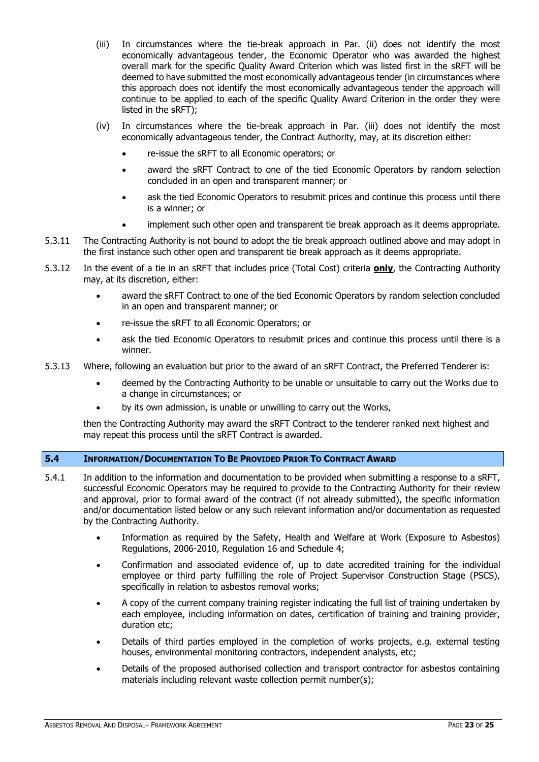(iii) In circumstances where the tie-break approach in Par. (ii) does not identify the most economically advantageous tender, the Economic Operator who was awarded the highest overall mark for the specific Quality Award Criterion which was listed first in the sRFT will be deemed to have submitted the most economically advantageous tender (in circumstances where this approach does not identify the most economically advantageous tender the approach will continue to be applied to each of the specific Quality Award Criterion in the order they were listed in the sRFT);

(iv) In circumstances where the tie-break approach in Par. (iii) does not identify the most economically advantageous tender, the Contract Authority, may, at its discretion either:

- re-issue the sRFT to all Economic operators; or
- award the sRFT Contract to one of the tied Economic Operators by random selection concluded in an open and transparent manner; or
- ask the tied Economic Operators to resubmit prices and continue this process until there is a winner; or
- implement such other open and transparent tie break approach as it deems appropriate.

5.3.11 The Contracting Authority is not bound to adopt the tie break approach outlined above and may adopt in the first instance such other open and transparent tie break approach as it deems appropriate.

5.3.12 In the event of a tie in an sRFT that includes price (Total Cost) criteria **only**, the Contracting Authority may, at its discretion, either:

- award the sRFT Contract to one of the tied Economic Operators by random selection concluded in an open and transparent manner; or
- re-issue the sRFT to all Economic Operators; or
- ask the tied Economic Operators to resubmit prices and continue this process until there is a winner.

5.3.13 Where, following an evaluation but prior to the award of an sRFT Contract, the Preferred Tenderer is:

- deemed by the Contracting Authority to be unable or unsuitable to carry out the Works due to a change in circumstances; or
- by its own admission, is unable or unwilling to carry out the Works,

then the Contracting Authority may award the sRFT Contract to the tenderer ranked next highest and may repeat this process until the sRFT Contract is awarded.

## 5.4 Information/Documentation To Be Provided Prior To Contract Award

5.4.1 In addition to the information and documentation to be provided when submitting a response to a sRFT, successful Economic Operators may be required to provide to the Contracting Authority for their review and approval, prior to formal award of the contract (if not already submitted), the specific information and/or documentation listed below or any such relevant information and/or documentation as requested by the Contracting Authority.

- Information as required by the Safety, Health and Welfare at Work (Exposure to Asbestos) Regulations, 2006-2010, Regulation 16 and Schedule 4;
- Confirmation and associated evidence of, up to date accredited training for the individual employee or third party fulfilling the role of Project Supervisor Construction Stage (PSCS), specifically in relation to asbestos removal works;
- A copy of the current company training register indicating the full list of training undertaken by each employee, including information on dates, certification of training and training provider, duration etc;
- Details of third parties employed in the completion of works projects, e.g. external testing houses, environmental monitoring contractors, independent analysts, etc;
- Details of the proposed authorised collection and transport contractor for asbestos containing materials including relevant waste collection permit number(s);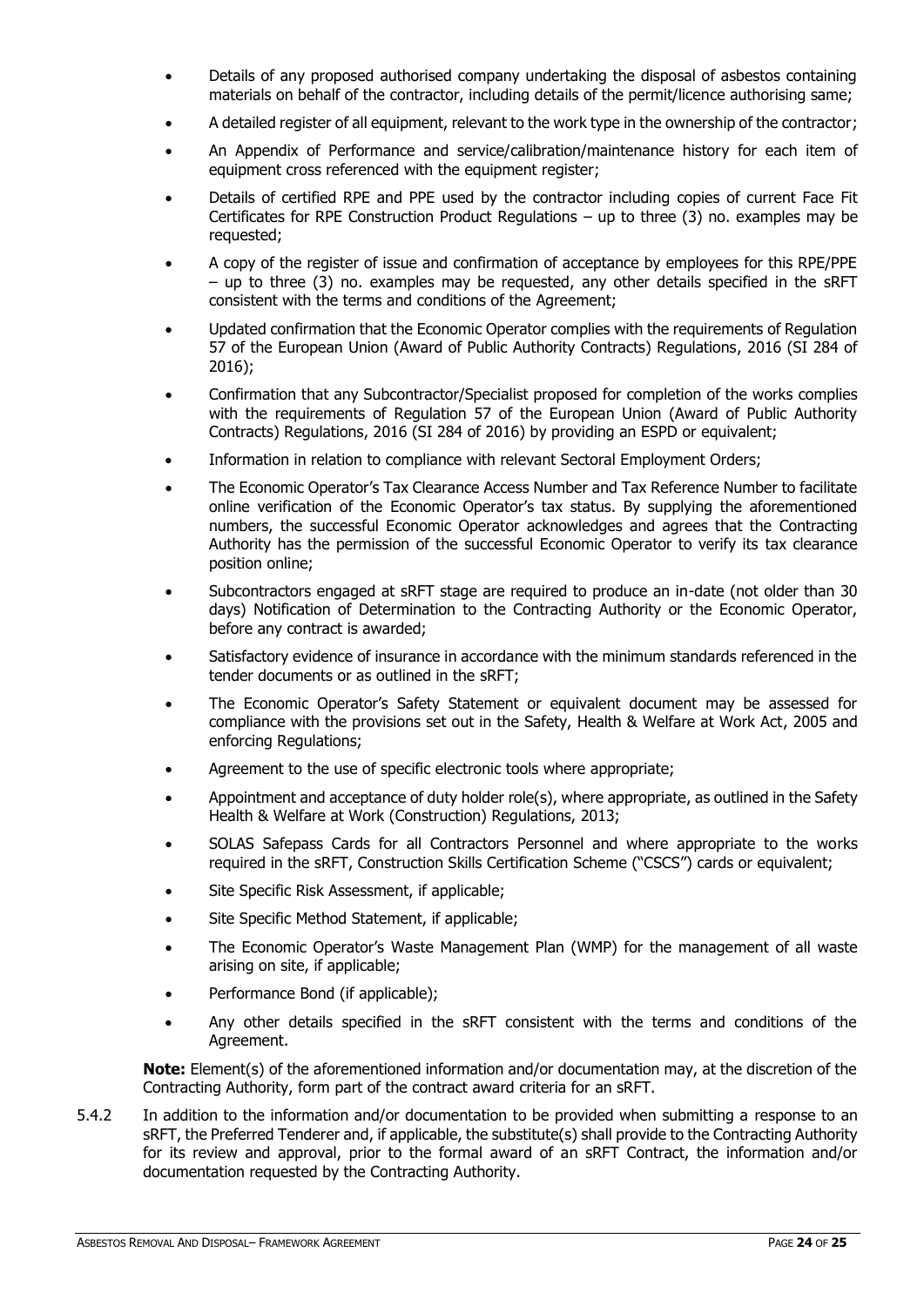- Details of any proposed authorised company undertaking the disposal of asbestos containing materials on behalf of the contractor, including details of the permit/licence authorising same;
- A detailed register of all equipment, relevant to the work type in the ownership of the contractor;
- An Appendix of Performance and service/calibration/maintenance history for each item of equipment cross referenced with the equipment register;
- Details of certified RPE and PPE used by the contractor including copies of current Face Fit Certificates for RPE Construction Product Regulations – up to three (3) no. examples may be requested;
- A copy of the register of issue and confirmation of acceptance by employees for this RPE/PPE – up to three (3) no. examples may be requested, any other details specified in the sRFT consistent with the terms and conditions of the Agreement;
- Updated confirmation that the Economic Operator complies with the requirements of Regulation 57 of the European Union (Award of Public Authority Contracts) Regulations, 2016 (SI 284 of 2016);
- Confirmation that any Subcontractor/Specialist proposed for completion of the works complies with the requirements of Regulation 57 of the European Union (Award of Public Authority Contracts) Regulations, 2016 (SI 284 of 2016) by providing an ESPD or equivalent;
- Information in relation to compliance with relevant Sectoral Employment Orders;
- The Economic Operator's Tax Clearance Access Number and Tax Reference Number to facilitate online verification of the Economic Operator's tax status. By supplying the aforementioned numbers, the successful Economic Operator acknowledges and agrees that the Contracting Authority has the permission of the successful Economic Operator to verify its tax clearance position online;
- Subcontractors engaged at sRFT stage are required to produce an in-date (not older than 30 days) Notification of Determination to the Contracting Authority or the Economic Operator, before any contract is awarded;
- Satisfactory evidence of insurance in accordance with the minimum standards referenced in the tender documents or as outlined in the sRFT;
- The Economic Operator's Safety Statement or equivalent document may be assessed for compliance with the provisions set out in the Safety, Health & Welfare at Work Act, 2005 and enforcing Regulations;
- Agreement to the use of specific electronic tools where appropriate;
- Appointment and acceptance of duty holder role(s), where appropriate, as outlined in the Safety Health & Welfare at Work (Construction) Regulations, 2013;
- SOLAS Safepass Cards for all Contractors Personnel and where appropriate to the works required in the sRFT, Construction Skills Certification Scheme ("CSCS") cards or equivalent;
- Site Specific Risk Assessment, if applicable;
- Site Specific Method Statement, if applicable;
- The Economic Operator's Waste Management Plan (WMP) for the management of all waste arising on site, if applicable;
- Performance Bond (if applicable);
- Any other details specified in the sRFT consistent with the terms and conditions of the Agreement.

**Note:** Element(s) of the aforementioned information and/or documentation may, at the discretion of the Contracting Authority, form part of the contract award criteria for an sRFT.

5.4.2 In addition to the information and/or documentation to be provided when submitting a response to an sRFT, the Preferred Tenderer and, if applicable, the substitute(s) shall provide to the Contracting Authority for its review and approval, prior to the formal award of an sRFT Contract, the information and/or documentation requested by the Contracting Authority.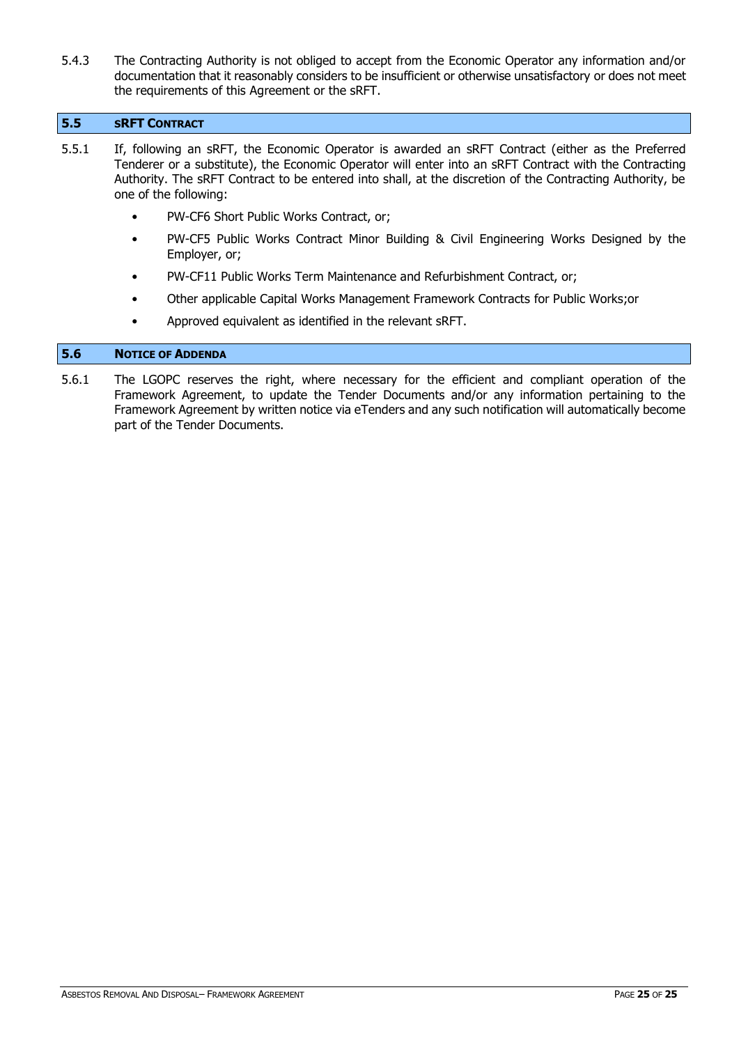5.4.3 The Contracting Authority is not obliged to accept from the Economic Operator any information and/or documentation that it reasonably considers to be insufficient or otherwise unsatisfactory or does not meet the requirements of this Agreement or the sRFT.

## 5.5 sRFT Contract

5.5.1 If, following an sRFT, the Economic Operator is awarded an sRFT Contract (either as the Preferred Tenderer or a substitute), the Economic Operator will enter into an sRFT Contract with the Contracting Authority. The sRFT Contract to be entered into shall, at the discretion of the Contracting Authority, be one of the following:

- PW-CF6 Short Public Works Contract, or;
- PW-CF5 Public Works Contract Minor Building & Civil Engineering Works Designed by the Employer, or;
- PW-CF11 Public Works Term Maintenance and Refurbishment Contract, or;
- Other applicable Capital Works Management Framework Contracts for Public Works;or
- Approved equivalent as identified in the relevant sRFT.

## 5.6 Notice of Addenda

5.6.1 The LGOPC reserves the right, where necessary for the efficient and compliant operation of the Framework Agreement, to update the Tender Documents and/or any information pertaining to the Framework Agreement by written notice via eTenders and any such notification will automatically become part of the Tender Documents.